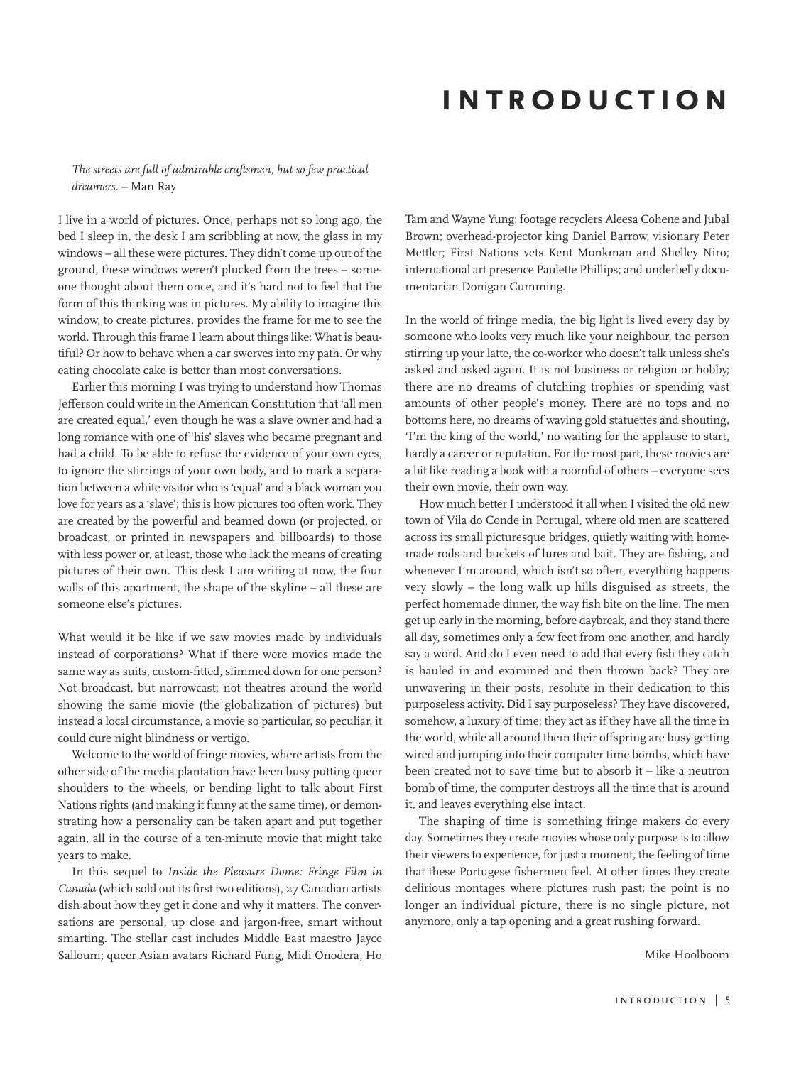# INTRODUCTION

*The streets are full of admirable craftsmen, but so few practical dreamers.* – Man Ray

I live in a world of pictures. Once, perhaps not so long ago, the bed I sleep in, the desk I am scribbling at now, the glass in my windows – all these were pictures. They didn't come up out of the ground, these windows weren't plucked from the trees – someone thought about them once, and it's hard not to feel that the form of this thinking was in pictures. My ability to imagine this window, to create pictures, provides the frame for me to see the world. Through this frame I learn about things like: What is beautiful? Or how to behave when a car swerves into my path. Or why eating chocolate cake is better than most conversations.

Earlier this morning I was trying to understand how Thomas Jefferson could write in the American Constitution that 'all men are created equal,' even though he was a slave owner and had a long romance with one of 'his' slaves who became pregnant and had a child. To be able to refuse the evidence of your own eyes, to ignore the stirrings of your own body, and to mark a separation between a white visitor who is 'equal' and a black woman you love for years as a 'slave'; this is how pictures too often work. They are created by the powerful and beamed down (or projected, or broadcast, or printed in newspapers and billboards) to those with less power or, at least, those who lack the means of creating pictures of their own. This desk I am writing at now, the four walls of this apartment, the shape of the skyline – all these are someone else's pictures.

What would it be like if we saw movies made by individuals instead of corporations? What if there were movies made the same way as suits, custom-fitted, slimmed down for one person? Not broadcast, but narrowcast; not theatres around the world showing the same movie (the globalization of pictures) but instead a local circumstance, a movie so particular, so peculiar, it could cure night blindness or vertigo.

Welcome to the world of fringe movies, where artists from the other side of the media plantation have been busy putting queer shoulders to the wheels, or bending light to talk about First Nations rights (and making it funny at the same time), or demonstrating how a personality can be taken apart and put together again, all in the course of a ten-minute movie that might take years to make.

In this sequel to *Inside the Pleasure Dome: Fringe Film in Canada* (which sold out its first two editions), 27 Canadian artists dish about how they get it done and why it matters. The conversations are personal, up close and jargon-free, smart without smarting. The stellar cast includes Middle East maestro Jayce Salloum; queer Asian avatars Richard Fung, Midi Onodera, Ho Tam and Wayne Yung; footage recyclers Aleesa Cohene and Jubal Brown; overhead-projector king Daniel Barrow, visionary Peter Mettler; First Nations vets Kent Monkman and Shelley Niro; international art presence Paulette Phillips; and underbelly documentarian Donigan Cumming.

In the world of fringe media, the big light is lived every day by someone who looks very much like your neighbour, the person stirring up your latte, the co-worker who doesn't talk unless she's asked and asked again. It is not business or religion or hobby; there are no dreams of clutching trophies or spending vast amounts of other people's money. There are no tops and no bottoms here, no dreams of waving gold statuettes and shouting, 'I'm the king of the world,' no waiting for the applause to start, hardly a career or reputation. For the most part, these movies are a bit like reading a book with a roomful of others – everyone sees their own movie, their own way.

How much better I understood it all when I visited the old new town of Vila do Conde in Portugal, where old men are scattered across its small picturesque bridges, quietly waiting with homemade rods and buckets of lures and bait. They are fishing, and whenever I'm around, which isn't so often, everything happens very slowly – the long walk up hills disguised as streets, the perfect homemade dinner, the way fish bite on the line. The men get up early in the morning, before daybreak, and they stand there all day, sometimes only a few feet from one another, and hardly say a word. And do I even need to add that every fish they catch is hauled in and examined and then thrown back? They are unwavering in their posts, resolute in their dedication to this purposeless activity. Did I say purposeless? They have discovered, somehow, a luxury of time; they act as if they have all the time in the world, while all around them their offspring are busy getting wired and jumping into their computer time bombs, which have been created not to save time but to absorb it – like a neutron bomb of time, the computer destroys all the time that is around it, and leaves everything else intact.

The shaping of time is something fringe makers do every day. Sometimes they create movies whose only purpose is to allow their viewers to experience, for just a moment, the feeling of time that these Portugese fishermen feel. At other times they create delirious montages where pictures rush past; the point is no longer an individual picture, there is no single picture, not anymore, only a tap opening and a great rushing forward.

Mike Hoolboom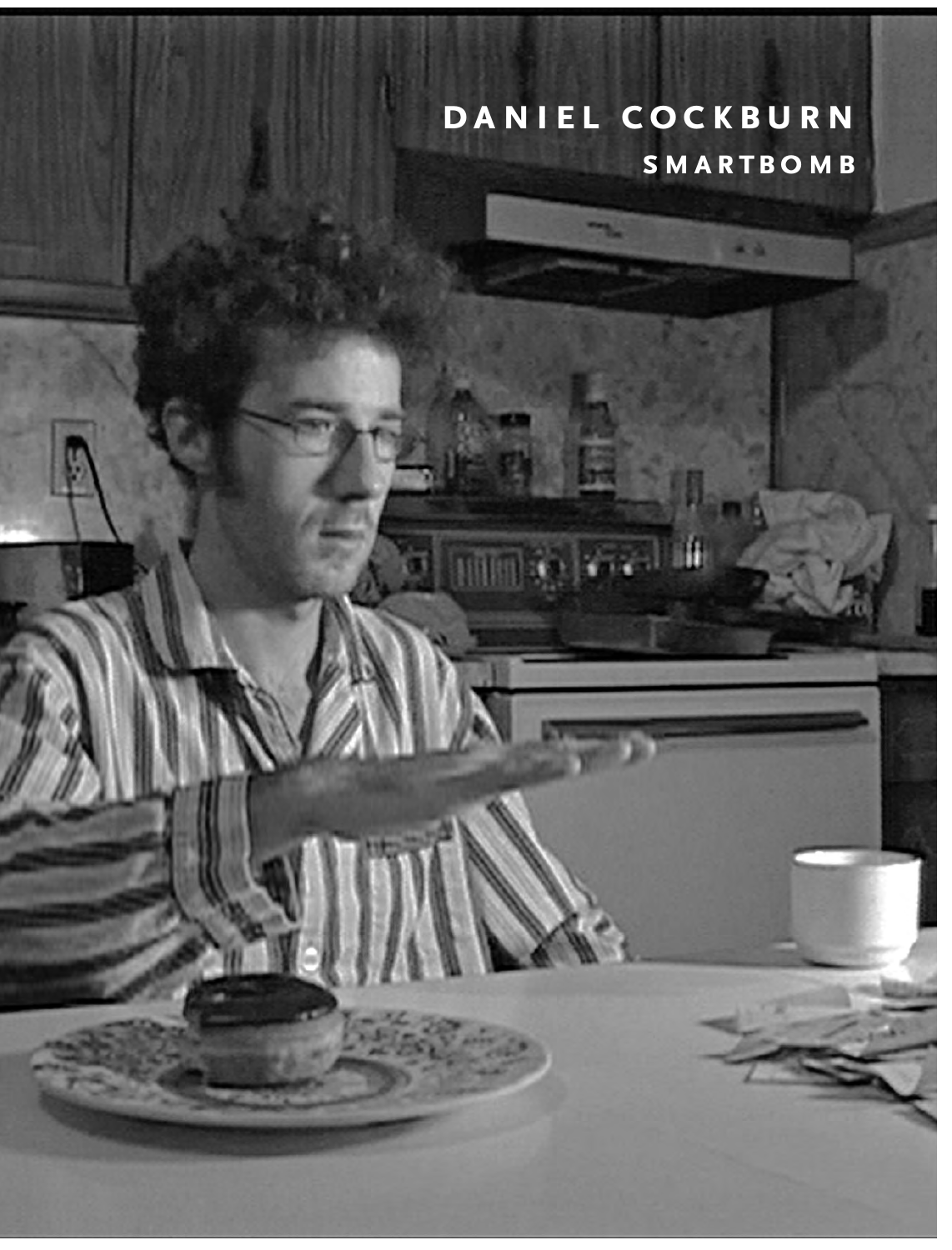# DANIEL COCKBURN

## SMARTBOMB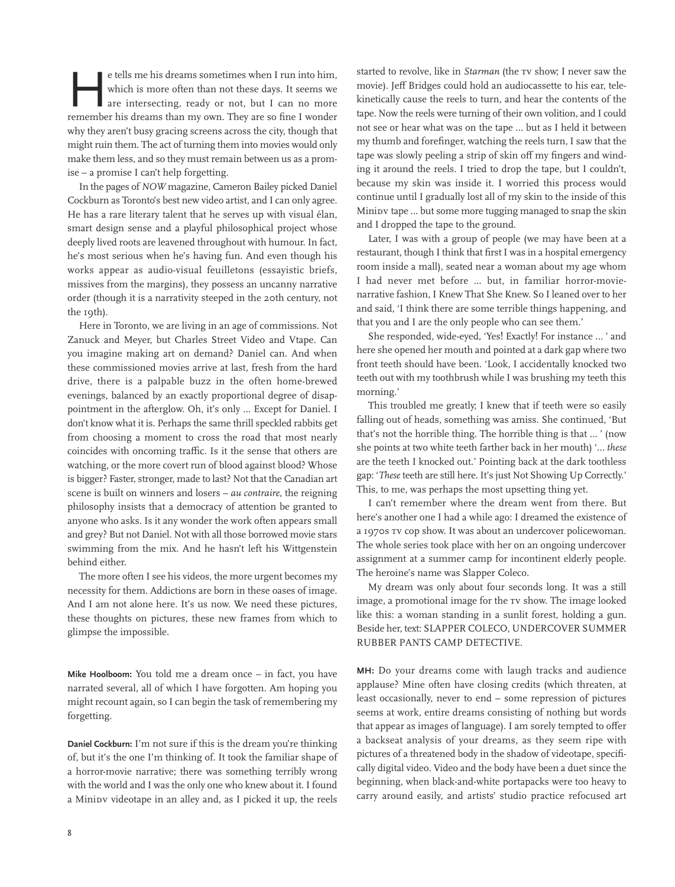He tells me his dreams sometimes when I run into him, which is more often than not these days. It seems we are intersecting, ready or not, but I can no more remember his dreams than my own. They are so fine I wonder why they aren't busy gracing screens across the city, though that might ruin them. The act of turning them into movies would only make them less, and so they must remain between us as a promise – a promise I can't help forgetting.

In the pages of *NOW* magazine, Cameron Bailey picked Daniel Cockburn as Toronto's best new video artist, and I can only agree. He has a rare literary talent that he serves up with visual élan, smart design sense and a playful philosophical project whose deeply lived roots are leavened throughout with humour. In fact, he's most serious when he's having fun. And even though his works appear as audio-visual feuilletons (essayistic briefs, missives from the margins), they possess an uncanny narrative order (though it is a narrativity steeped in the 20th century, not the 19th).

Here in Toronto, we are living in an age of commissions. Not Zanuck and Meyer, but Charles Street Video and Vtape. Can you imagine making art on demand? Daniel can. And when these commissioned movies arrive at last, fresh from the hard drive, there is a palpable buzz in the often home-brewed evenings, balanced by an exactly proportional degree of disappointment in the afterglow. Oh, it's only ... Except for Daniel. I don't know what it is. Perhaps the same thrill speckled rabbits get from choosing a moment to cross the road that most nearly coincides with oncoming traffic. Is it the sense that others are watching, or the more covert run of blood against blood? Whose is bigger? Faster, stronger, made to last? Not that the Canadian art scene is built on winners and losers – *au contraire*, the reigning philosophy insists that a democracy of attention be granted to anyone who asks. Is it any wonder the work often appears small and grey? But not Daniel. Not with all those borrowed movie stars swimming from the mix. And he hasn't left his Wittgenstein behind either.

The more often I see his videos, the more urgent becomes my necessity for them. Addictions are born in these oases of image. And I am not alone here. It's us now. We need these pictures, these thoughts on pictures, these new frames from which to glimpse the impossible.

**Mike Hoolboom:** You told me a dream once – in fact, you have narrated several, all of which I have forgotten. Am hoping you might recount again, so I can begin the task of remembering my forgetting.

**Daniel Cockburn:** I'm not sure if this is the dream you're thinking of, but it's the one I'm thinking of. It took the familiar shape of a horror-movie narrative; there was something terribly wrong with the world and I was the only one who knew about it. I found a MiniDV videotape in an alley and, as I picked it up, the reels started to revolve, like in *Starman* (the TV show; I never saw the movie). Jeff Bridges could hold an audiocassette to his ear, telekinetically cause the reels to turn, and hear the contents of the tape. Now the reels were turning of their own volition, and I could not see or hear what was on the tape ... but as I held it between my thumb and forefinger, watching the reels turn, I saw that the tape was slowly peeling a strip of skin off my fingers and winding it around the reels. I tried to drop the tape, but I couldn't, because my skin was inside it. I worried this process would continue until I gradually lost all of my skin to the inside of this MiniDV tape ... but some more tugging managed to snap the skin and I dropped the tape to the ground.

Later, I was with a group of people (we may have been at a restaurant, though I think that first I was in a hospital emergency room inside a mall), seated near a woman about my age whom I had never met before ... but, in familiar horror-movie-narrative fashion, I Knew That She Knew. So I leaned over to her and said, 'I think there are some terrible things happening, and that you and I are the only people who can see them.'

She responded, wide-eyed, 'Yes! Exactly! For instance ... ' and here she opened her mouth and pointed at a dark gap where two front teeth should have been. 'Look, I accidentally knocked two teeth out with my toothbrush while I was brushing my teeth this morning.'

This troubled me greatly; I knew that if teeth were so easily falling out of heads, something was amiss. She continued, 'But that's not the horrible thing. The horrible thing is that ... ' (now she points at two white teeth farther back in her mouth) '... *these* are the teeth I knocked out.' Pointing back at the dark toothless gap: '*These* teeth are still here. It's just Not Showing Up Correctly.' This, to me, was perhaps the most upsetting thing yet.

I can't remember where the dream went from there. But here's another one I had a while ago: I dreamed the existence of a 1970s TV cop show. It was about an undercover policewoman. The whole series took place with her on an ongoing undercover assignment at a summer camp for incontinent elderly people. The heroine's name was Slapper Coleco.

My dream was only about four seconds long. It was a still image, a promotional image for the TV show. The image looked like this: a woman standing in a sunlit forest, holding a gun. Beside her, text: SLAPPER COLECO, UNDERCOVER SUMMER RUBBER PANTS CAMP DETECTIVE.

**MH:** Do your dreams come with laugh tracks and audience applause? Mine often have closing credits (which threaten, at least occasionally, never to end – some repression of pictures seems at work, entire dreams consisting of nothing but words that appear as images of language). I am sorely tempted to offer a backseat analysis of your dreams, as they seem ripe with pictures of a threatened body in the shadow of videotape, specifically digital video. Video and the body have been a duet since the beginning, when black-and-white portapacks were too heavy to carry around easily, and artists' studio practice refocused art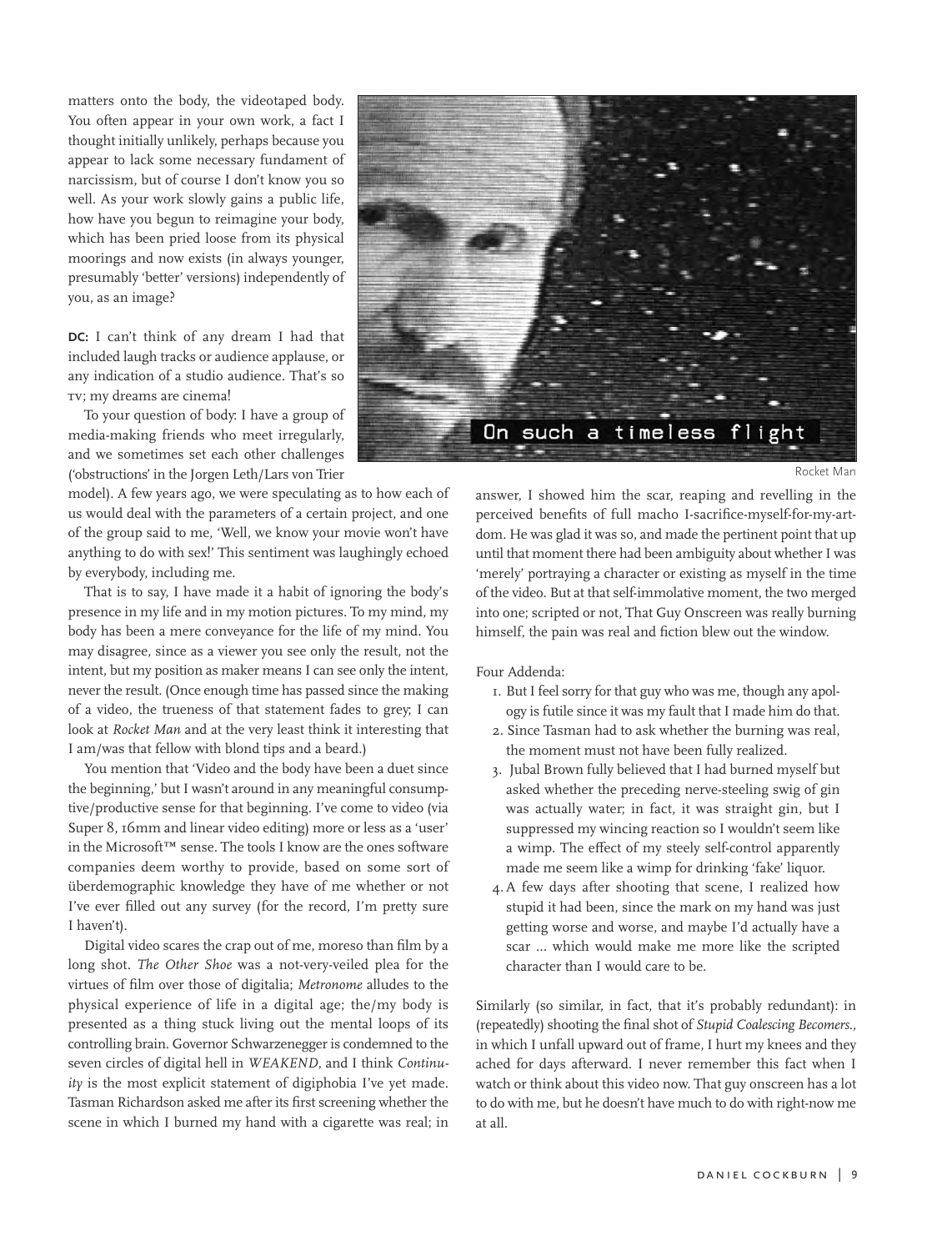matters onto the body, the videotaped body. You often appear in your own work, a fact I thought initially unlikely, perhaps because you appear to lack some necessary fundament of narcissism, but of course I don't know you so well. As your work slowly gains a public life, how have you begun to reimagine your body, which has been pried loose from its physical moorings and now exists (in always younger, presumably 'better' versions) independently of you, as an image?

**DC:** I can't think of any dream I had that included laugh tracks or audience applause, or any indication of a studio audience. That's so TV; my dreams are cinema!

To your question of body: I have a group of media-making friends who meet irregularly, and we sometimes set each other challenges ('obstructions' in the Jorgen Leth/Lars von Trier model). A few years ago, we were speculating as to how each of us would deal with the parameters of a certain project, and one of the group said to me, 'Well, we know your movie won't have anything to do with sex!' This sentiment was laughingly echoed by everybody, including me.

That is to say, I have made it a habit of ignoring the body's presence in my life and in my motion pictures. To my mind, my body has been a mere conveyance for the life of my mind. You may disagree, since as a viewer you see only the result, not the intent, but my position as maker means I can see only the intent, never the result. (Once enough time has passed since the making of a video, the trueness of that statement fades to grey; I can look at *Rocket Man* and at the very least think it interesting that I am/was that fellow with blond tips and a beard.)

You mention that 'Video and the body have been a duet since the beginning,' but I wasn't around in any meaningful consumptive/productive sense for that beginning. I've come to video (via Super 8, 16mm and linear video editing) more or less as a 'user' in the Microsoft™ sense. The tools I know are the ones software companies deem worthy to provide, based on some sort of überdemographic knowledge they have of me whether or not I've ever filled out any survey (for the record, I'm pretty sure I haven't).

Digital video scares the crap out of me, moreso than film by a long shot. *The Other Shoe* was a not-very-veiled plea for the virtues of film over those of digitalia; *Metronome* alludes to the physical experience of life in a digital age; the/my body is presented as a thing stuck living out the mental loops of its controlling brain. Governor Schwarzenegger is condemned to the seven circles of digital hell in *WEAKEND*, and I think *Continuity* is the most explicit statement of digiphobia I've yet made. Tasman Richardson asked me after its first screening whether the scene in which I burned my hand with a cigarette was real; in answer, I showed him the scar, reaping and revelling in the perceived benefits of full macho I-sacrifice-myself-for-my-art-dom. He was glad it was so, and made the pertinent point that up until that moment there had been ambiguity about whether I was 'merely' portraying a character or existing as myself in the time of the video. But at that self-immolative moment, the two merged into one; scripted or not, That Guy Onscreen was really burning himself, the pain was real and fiction blew out the window.

On such a timeless flight

Rocket Man

Four Addenda:

1. But I feel sorry for that guy who was me, though any apology is futile since it was my fault that I made him do that.
2. Since Tasman had to ask whether the burning was real, the moment must not have been fully realized.
3. Jubal Brown fully believed that I had burned myself but asked whether the preceding nerve-steeling swig of gin was actually water; in fact, it was straight gin, but I suppressed my wincing reaction so I wouldn't seem like a wimp. The effect of my steely self-control apparently made me seem like a wimp for drinking 'fake' liquor.
4. A few days after shooting that scene, I realized how stupid it had been, since the mark on my hand was just getting worse and worse, and maybe I'd actually have a scar ... which would make me more like the scripted character than I would care to be.

Similarly (so similar, in fact, that it's probably redundant): in (repeatedly) shooting the final shot of *Stupid Coalescing Becomers.,* in which I unfall upward out of frame, I hurt my knees and they ached for days afterward. I never remember this fact when I watch or think about this video now. That guy onscreen has a lot to do with me, but he doesn't have much to do with right-now me at all.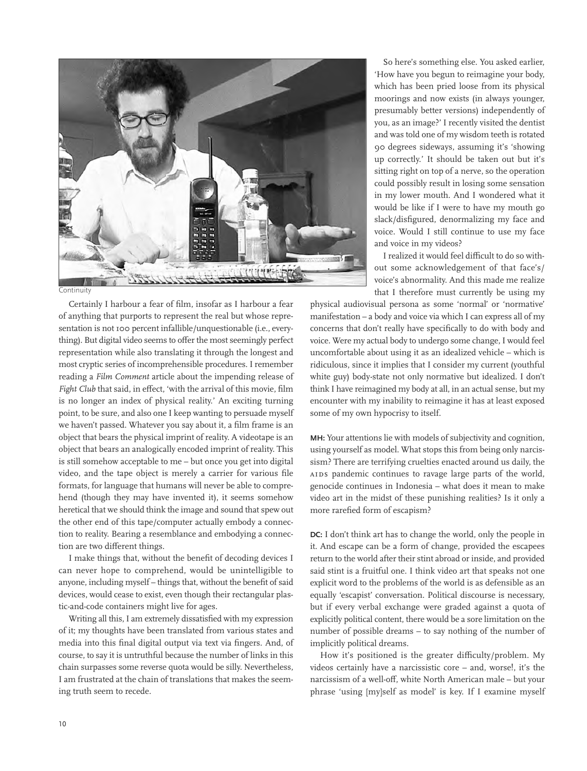Continuity

Certainly I harbour a fear of film, insofar as I harbour a fear of anything that purports to represent the real but whose representation is not 100 percent infallible/unquestionable (i.e., everything). But digital video seems to offer the most seemingly perfect representation while also translating it through the longest and most cryptic series of incomprehensible procedures. I remember reading a *Film Comment* article about the impending release of *Fight Club* that said, in effect, 'with the arrival of this movie, film is no longer an index of physical reality.' An exciting turning point, to be sure, and also one I keep wanting to persuade myself we haven't passed. Whatever you say about it, a film frame is an object that bears the physical imprint of reality. A videotape is an object that bears an analogically encoded imprint of reality. This is still somehow acceptable to me – but once you get into digital video, and the tape object is merely a carrier for various file formats, for language that humans will never be able to comprehend (though they may have invented it), it seems somehow heretical that we should think the image and sound that spew out the other end of this tape/computer actually embody a connection to reality. Bearing a resemblance and embodying a connection are two different things.

I make things that, without the benefit of decoding devices I can never hope to comprehend, would be unintelligible to anyone, including myself – things that, without the benefit of said devices, would cease to exist, even though their rectangular plastic-and-code containers might live for ages.

Writing all this, I am extremely dissatisfied with my expression of it; my thoughts have been translated from various states and media into this final digital output via text via fingers. And, of course, to say it is untruthful because the number of links in this chain surpasses some reverse quota would be silly. Nevertheless, I am frustrated at the chain of translations that makes the seeming truth seem to recede.

So here's something else. You asked earlier, 'How have you begun to reimagine your body, which has been pried loose from its physical moorings and now exists (in always younger, presumably better versions) independently of you, as an image?' I recently visited the dentist and was told one of my wisdom teeth is rotated 90 degrees sideways, assuming it's 'showing up correctly.' It should be taken out but it's sitting right on top of a nerve, so the operation could possibly result in losing some sensation in my lower mouth. And I wondered what it would be like if I were to have my mouth go slack/disfigured, denormalizing my face and voice. Would I still continue to use my face and voice in my videos?

I realized it would feel difficult to do so without some acknowledgement of that face's/voice's abnormality. And this made me realize that I therefore must currently be using my physical audiovisual persona as some 'normal' or 'normative' manifestation – a body and voice via which I can express all of my concerns that don't really have specifically to do with body and voice. Were my actual body to undergo some change, I would feel uncomfortable about using it as an idealized vehicle – which is ridiculous, since it implies that I consider my current (youthful white guy) body-state not only normative but idealized. I don't think I have reimagined my body at all, in an actual sense, but my encounter with my inability to reimagine it has at least exposed some of my own hypocrisy to itself.

**MH:** Your attentions lie with models of subjectivity and cognition, using yourself as model. What stops this from being only narcissism? There are terrifying cruelties enacted around us daily, the AIDS pandemic continues to ravage large parts of the world, genocide continues in Indonesia – what does it mean to make video art in the midst of these punishing realities? Is it only a more rarefied form of escapism?

**DC:** I don't think art has to change the world, only the people in it. And escape can be a form of change, provided the escapees return to the world after their stint abroad or inside, and provided said stint is a fruitful one. I think video art that speaks not one explicit word to the problems of the world is as defensible as an equally 'escapist' conversation. Political discourse is necessary, but if every verbal exchange were graded against a quota of explicitly political content, there would be a sore limitation on the number of possible dreams – to say nothing of the number of implicitly political dreams.

How it's positioned is the greater difficulty/problem. My videos certainly have a narcissistic core – and, worse!, it's the narcissism of a well-off, white North American male – but your phrase 'using [my]self as model' is key. If I examine myself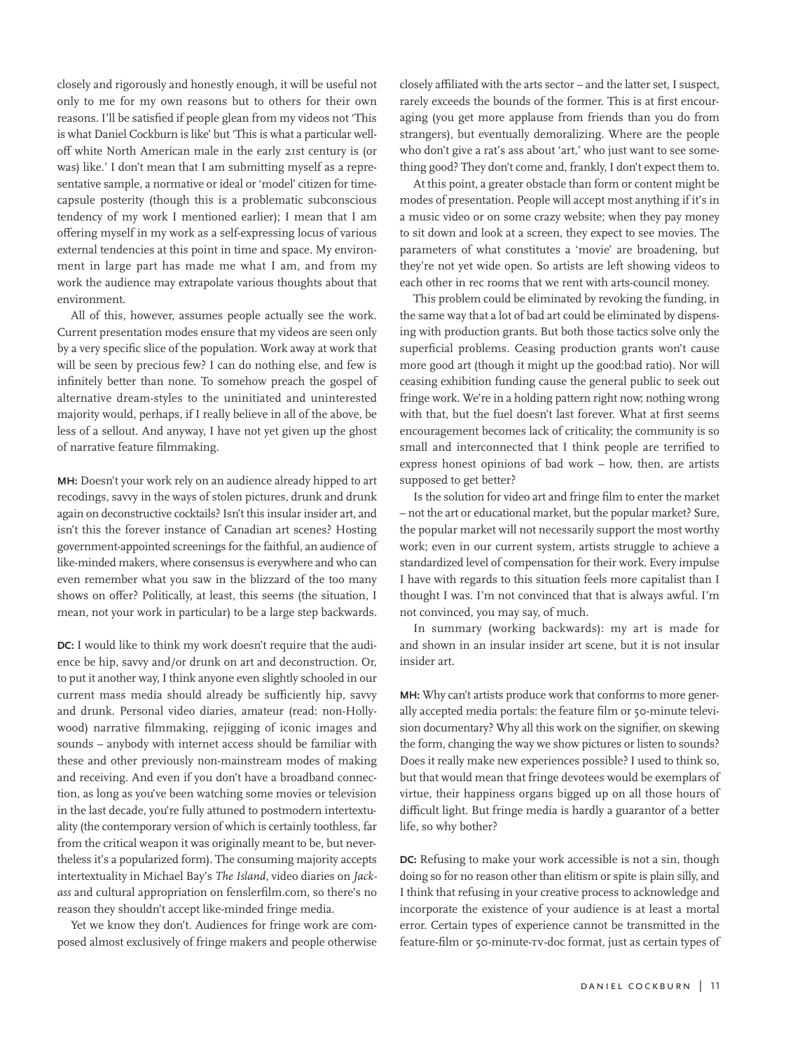closely and rigorously and honestly enough, it will be useful not only to me for my own reasons but to others for their own reasons. I'll be satisfied if people glean from my videos not 'This is what Daniel Cockburn is like' but 'This is what a particular well-off white North American male in the early 21st century is (or was) like.' I don't mean that I am submitting myself as a representative sample, a normative or ideal or 'model' citizen for time-capsule posterity (though this is a problematic subconscious tendency of my work I mentioned earlier); I mean that I am offering myself in my work as a self-expressing locus of various external tendencies at this point in time and space. My environment in large part has made me what I am, and from my work the audience may extrapolate various thoughts about that environment.

All of this, however, assumes people actually see the work. Current presentation modes ensure that my videos are seen only by a very specific slice of the population. Work away at work that will be seen by precious few? I can do nothing else, and few is infinitely better than none. To somehow preach the gospel of alternative dream-styles to the uninitiated and uninterested majority would, perhaps, if I really believe in all of the above, be less of a sellout. And anyway, I have not yet given up the ghost of narrative feature filmmaking.

**MH:** Doesn't your work rely on an audience already hipped to art recodings, savvy in the ways of stolen pictures, drunk and drunk again on deconstructive cocktails? Isn't this insular insider art, and isn't this the forever instance of Canadian art scenes? Hosting government-appointed screenings for the faithful, an audience of like-minded makers, where consensus is everywhere and who can even remember what you saw in the blizzard of the too many shows on offer? Politically, at least, this seems (the situation, I mean, not your work in particular) to be a large step backwards.

**DC:** I would like to think my work doesn't require that the audience be hip, savvy and/or drunk on art and deconstruction. Or, to put it another way, I think anyone even slightly schooled in our current mass media should already be sufficiently hip, savvy and drunk. Personal video diaries, amateur (read: non-Hollywood) narrative filmmaking, rejigging of iconic images and sounds – anybody with internet access should be familiar with these and other previously non-mainstream modes of making and receiving. And even if you don't have a broadband connection, as long as you've been watching some movies or television in the last decade, you're fully attuned to postmodern intertextuality (the contemporary version of which is certainly toothless, far from the critical weapon it was originally meant to be, but nevertheless it's a popularized form). The consuming majority accepts intertextuality in Michael Bay's *The Island*, video diaries on *Jackass* and cultural appropriation on fenslerfilm.com, so there's no reason they shouldn't accept like-minded fringe media.

Yet we know they don't. Audiences for fringe work are composed almost exclusively of fringe makers and people otherwise closely affiliated with the arts sector – and the latter set, I suspect, rarely exceeds the bounds of the former. This is at first encouraging (you get more applause from friends than you do from strangers), but eventually demoralizing. Where are the people who don't give a rat's ass about 'art,' who just want to see something good? They don't come and, frankly, I don't expect them to.

At this point, a greater obstacle than form or content might be modes of presentation. People will accept most anything if it's in a music video or on some crazy website; when they pay money to sit down and look at a screen, they expect to see movies. The parameters of what constitutes a 'movie' are broadening, but they're not yet wide open. So artists are left showing videos to each other in rec rooms that we rent with arts-council money.

This problem could be eliminated by revoking the funding, in the same way that a lot of bad art could be eliminated by dispensing with production grants. But both those tactics solve only the superficial problems. Ceasing production grants won't cause more good art (though it might up the good:bad ratio). Nor will ceasing exhibition funding cause the general public to seek out fringe work. We're in a holding pattern right now; nothing wrong with that, but the fuel doesn't last forever. What at first seems encouragement becomes lack of criticality; the community is so small and interconnected that I think people are terrified to express honest opinions of bad work – how, then, are artists supposed to get better?

Is the solution for video art and fringe film to enter the market – not the art or educational market, but the popular market? Sure, the popular market will not necessarily support the most worthy work; even in our current system, artists struggle to achieve a standardized level of compensation for their work. Every impulse I have with regards to this situation feels more capitalist than I thought I was. I'm not convinced that that is always awful. I'm not convinced, you may say, of much.

In summary (working backwards): my art is made for and shown in an insular insider art scene, but it is not insular insider art.

**MH:** Why can't artists produce work that conforms to more generally accepted media portals: the feature film or 50-minute television documentary? Why all this work on the signifier, on skewing the form, changing the way we show pictures or listen to sounds? Does it really make new experiences possible? I used to think so, but that would mean that fringe devotees would be exemplars of virtue, their happiness organs bigged up on all those hours of difficult light. But fringe media is hardly a guarantor of a better life, so why bother?

**DC:** Refusing to make your work accessible is not a sin, though doing so for no reason other than elitism or spite is plain silly, and I think that refusing in your creative process to acknowledge and incorporate the existence of your audience is at least a mortal error. Certain types of experience cannot be transmitted in the feature-film or 50-minute-TV-doc format, just as certain types of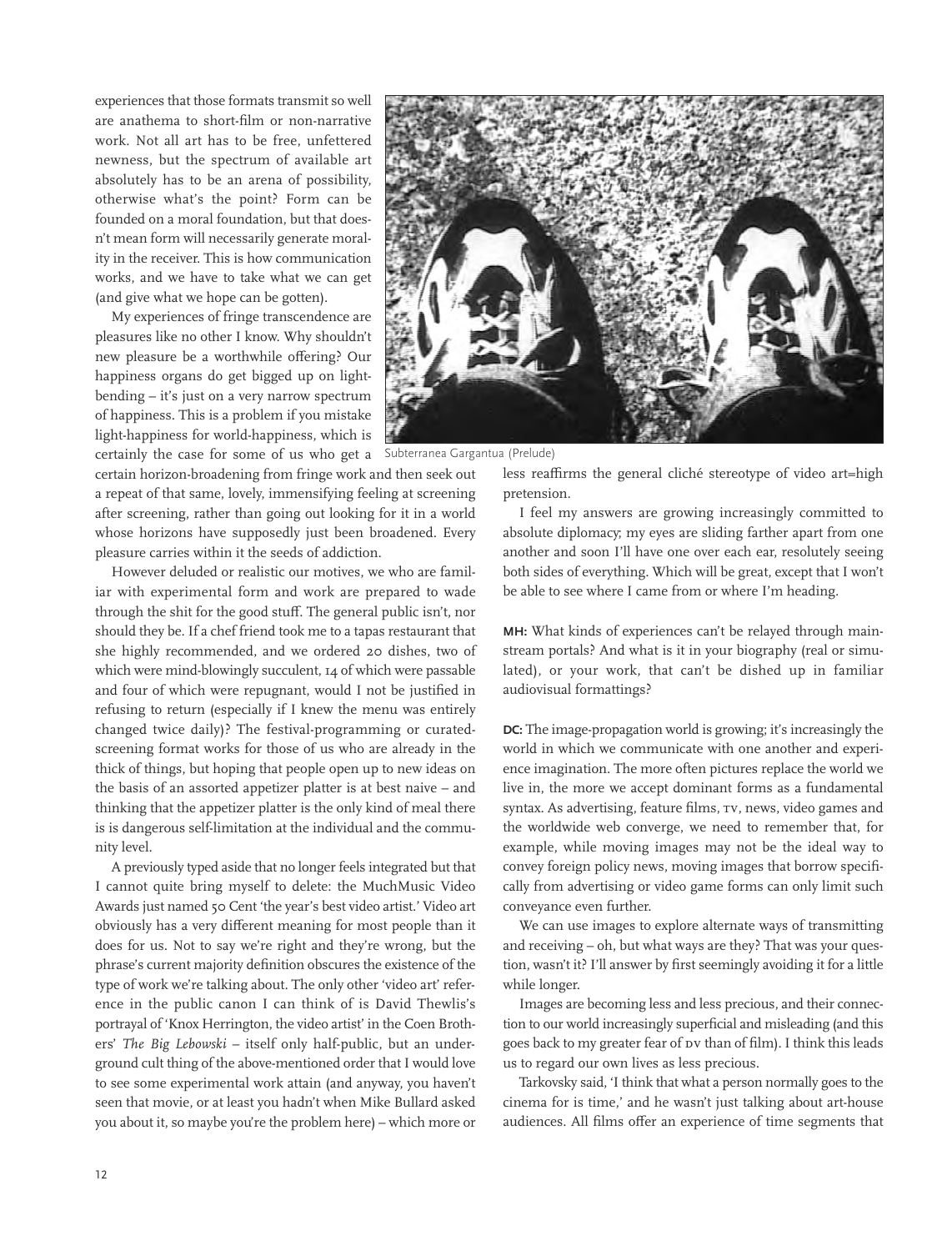experiences that those formats transmit so well are anathema to short-film or non-narrative work. Not all art has to be free, unfettered newness, but the spectrum of available art absolutely has to be an arena of possibility, otherwise what's the point? Form can be founded on a moral foundation, but that doesn't mean form will necessarily generate morality in the receiver. This is how communication works, and we have to take what we can get (and give what we hope can be gotten).

My experiences of fringe transcendence are pleasures like no other I know. Why shouldn't new pleasure be a worthwhile offering? Our happiness organs do get bigged up on light-bending – it's just on a very narrow spectrum of happiness. This is a problem if you mistake light-happiness for world-happiness, which is certainly the case for some of us who get a certain horizon-broadening from fringe work and then seek out a repeat of that same, lovely, immensifying feeling at screening after screening, rather than going out looking for it in a world whose horizons have supposedly just been broadened. Every pleasure carries within it the seeds of addiction.

Subterranea Gargantua (Prelude)

However deluded or realistic our motives, we who are familiar with experimental form and work are prepared to wade through the shit for the good stuff. The general public isn't, nor should they be. If a chef friend took me to a tapas restaurant that she highly recommended, and we ordered 20 dishes, two of which were mind-blowingly succulent, 14 of which were passable and four of which were repugnant, would I not be justified in refusing to return (especially if I knew the menu was entirely changed twice daily)? The festival-programming or curated-screening format works for those of us who are already in the thick of things, but hoping that people open up to new ideas on the basis of an assorted appetizer platter is at best naive – and thinking that the appetizer platter is the only kind of meal there is is dangerous self-limitation at the individual and the community level.

A previously typed aside that no longer feels integrated but that I cannot quite bring myself to delete: the MuchMusic Video Awards just named 50 Cent 'the year's best video artist.' Video art obviously has a very different meaning for most people than it does for us. Not to say we're right and they're wrong, but the phrase's current majority definition obscures the existence of the type of work we're talking about. The only other 'video art' reference in the public canon I can think of is David Thewlis's portrayal of 'Knox Herrington, the video artist' in the Coen Brothers' *The Big Lebowski* – itself only half-public, but an underground cult thing of the above-mentioned order that I would love to see some experimental work attain (and anyway, you haven't seen that movie, or at least you hadn't when Mike Bullard asked you about it, so maybe you're the problem here) – which more or less reaffirms the general cliché stereotype of video art=high pretension.

I feel my answers are growing increasingly committed to absolute diplomacy; my eyes are sliding farther apart from one another and soon I'll have one over each ear, resolutely seeing both sides of everything. Which will be great, except that I won't be able to see where I came from or where I'm heading.

**MH:** What kinds of experiences can't be relayed through mainstream portals? And what is it in your biography (real or simulated), or your work, that can't be dished up in familiar audiovisual formattings?

**DC:** The image-propagation world is growing; it's increasingly the world in which we communicate with one another and experience imagination. The more often pictures replace the world we live in, the more we accept dominant forms as a fundamental syntax. As advertising, feature films, TV, news, video games and the worldwide web converge, we need to remember that, for example, while moving images may not be the ideal way to convey foreign policy news, moving images that borrow specifically from advertising or video game forms can only limit such conveyance even further.

We can use images to explore alternate ways of transmitting and receiving – oh, but what ways are they? That was your question, wasn't it? I'll answer by first seemingly avoiding it for a little while longer.

Images are becoming less and less precious, and their connection to our world increasingly superficial and misleading (and this goes back to my greater fear of DV than of film). I think this leads us to regard our own lives as less precious.

Tarkovsky said, 'I think that what a person normally goes to the cinema for is time,' and he wasn't just talking about art-house audiences. All films offer an experience of time segments that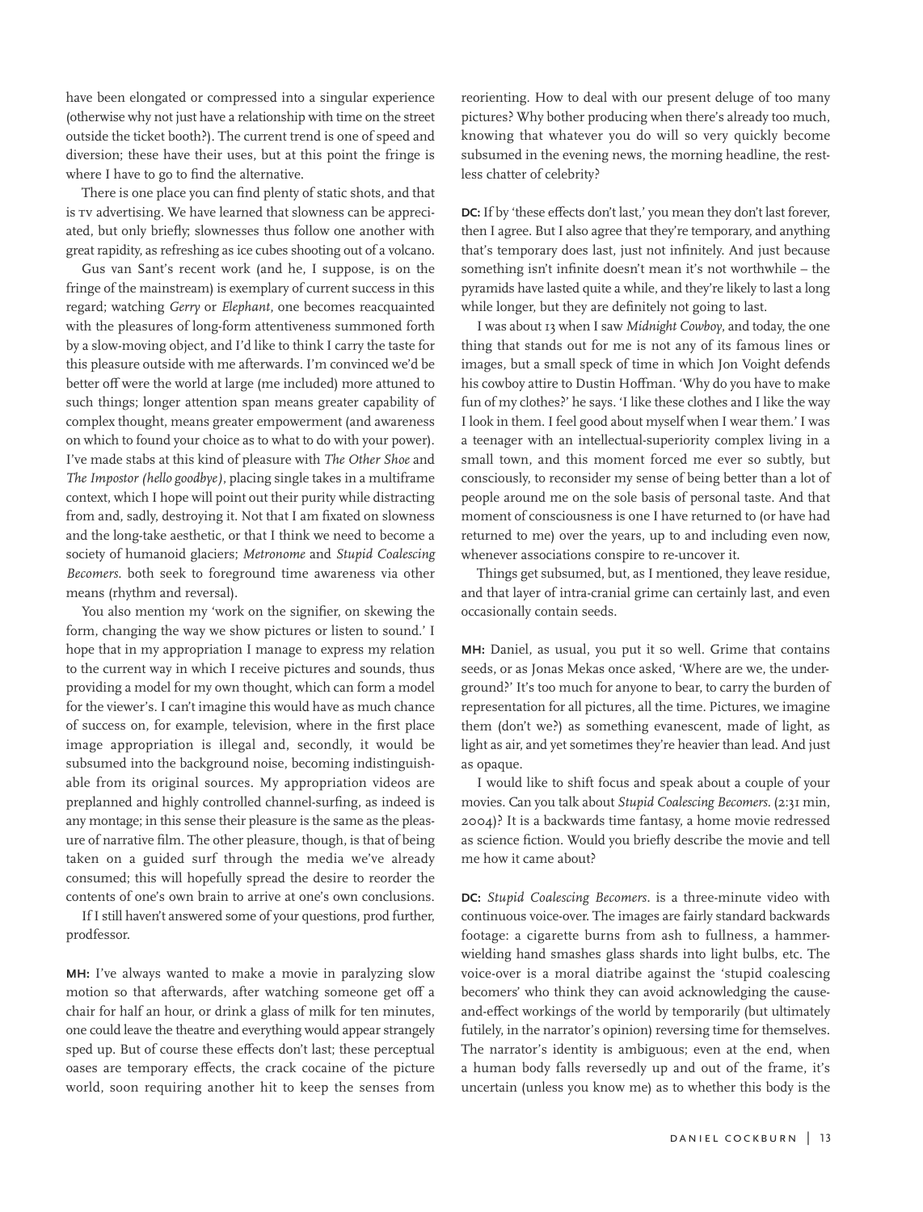have been elongated or compressed into a singular experience (otherwise why not just have a relationship with time on the street outside the ticket booth?). The current trend is one of speed and diversion; these have their uses, but at this point the fringe is where I have to go to find the alternative.

There is one place you can find plenty of static shots, and that is TV advertising. We have learned that slowness can be appreciated, but only briefly; slownesses thus follow one another with great rapidity, as refreshing as ice cubes shooting out of a volcano.

Gus van Sant's recent work (and he, I suppose, is on the fringe of the mainstream) is exemplary of current success in this regard; watching *Gerry* or *Elephant*, one becomes reacquainted with the pleasures of long-form attentiveness summoned forth by a slow-moving object, and I'd like to think I carry the taste for this pleasure outside with me afterwards. I'm convinced we'd be better off were the world at large (me included) more attuned to such things; longer attention span means greater capability of complex thought, means greater empowerment (and awareness on which to found your choice as to what to do with your power). I've made stabs at this kind of pleasure with *The Other Shoe* and *The Impostor (hello goodbye)*, placing single takes in a multiframe context, which I hope will point out their purity while distracting from and, sadly, destroying it. Not that I am fixated on slowness and the long-take aesthetic, or that I think we need to become a society of humanoid glaciers; *Metronome* and *Stupid Coalescing Becomers.* both seek to foreground time awareness via other means (rhythm and reversal).

You also mention my 'work on the signifier, on skewing the form, changing the way we show pictures or listen to sound.' I hope that in my appropriation I manage to express my relation to the current way in which I receive pictures and sounds, thus providing a model for my own thought, which can form a model for the viewer's. I can't imagine this would have as much chance of success on, for example, television, where in the first place image appropriation is illegal and, secondly, it would be subsumed into the background noise, becoming indistinguishable from its original sources. My appropriation videos are preplanned and highly controlled channel-surfing, as indeed is any montage; in this sense their pleasure is the same as the pleasure of narrative film. The other pleasure, though, is that of being taken on a guided surf through the media we've already consumed; this will hopefully spread the desire to reorder the contents of one's own brain to arrive at one's own conclusions.

If I still haven't answered some of your questions, prod further, prodfessor.

**MH:** I've always wanted to make a movie in paralyzing slow motion so that afterwards, after watching someone get off a chair for half an hour, or drink a glass of milk for ten minutes, one could leave the theatre and everything would appear strangely sped up. But of course these effects don't last; these perceptual oases are temporary effects, the crack cocaine of the picture world, soon requiring another hit to keep the senses from reorienting. How to deal with our present deluge of too many pictures? Why bother producing when there's already too much, knowing that whatever you do will so very quickly become subsumed in the evening news, the morning headline, the restless chatter of celebrity?

**DC:** If by 'these effects don't last,' you mean they don't last forever, then I agree. But I also agree that they're temporary, and anything that's temporary does last, just not infinitely. And just because something isn't infinite doesn't mean it's not worthwhile – the pyramids have lasted quite a while, and they're likely to last a long while longer, but they are definitely not going to last.

I was about 13 when I saw *Midnight Cowboy*, and today, the one thing that stands out for me is not any of its famous lines or images, but a small speck of time in which Jon Voight defends his cowboy attire to Dustin Hoffman. 'Why do you have to make fun of my clothes?' he says. 'I like these clothes and I like the way I look in them. I feel good about myself when I wear them.' I was a teenager with an intellectual-superiority complex living in a small town, and this moment forced me ever so subtly, but consciously, to reconsider my sense of being better than a lot of people around me on the sole basis of personal taste. And that moment of consciousness is one I have returned to (or have had returned to me) over the years, up to and including even now, whenever associations conspire to re-uncover it.

Things get subsumed, but, as I mentioned, they leave residue, and that layer of intra-cranial grime can certainly last, and even occasionally contain seeds.

**MH:** Daniel, as usual, you put it so well. Grime that contains seeds, or as Jonas Mekas once asked, 'Where are we, the underground?' It's too much for anyone to bear, to carry the burden of representation for all pictures, all the time. Pictures, we imagine them (don't we?) as something evanescent, made of light, as light as air, and yet sometimes they're heavier than lead. And just as opaque.

I would like to shift focus and speak about a couple of your movies. Can you talk about *Stupid Coalescing Becomers.* (2:31 min, 2004)? It is a backwards time fantasy, a home movie redressed as science fiction. Would you briefly describe the movie and tell me how it came about?

**DC:** *Stupid Coalescing Becomers.* is a three-minute video with continuous voice-over. The images are fairly standard backwards footage: a cigarette burns from ash to fullness, a hammer-wielding hand smashes glass shards into light bulbs, etc. The voice-over is a moral diatribe against the 'stupid coalescing becomers' who think they can avoid acknowledging the cause-and-effect workings of the world by temporarily (but ultimately futilely, in the narrator's opinion) reversing time for themselves. The narrator's identity is ambiguous; even at the end, when a human body falls reversedly up and out of the frame, it's uncertain (unless you know me) as to whether this body is the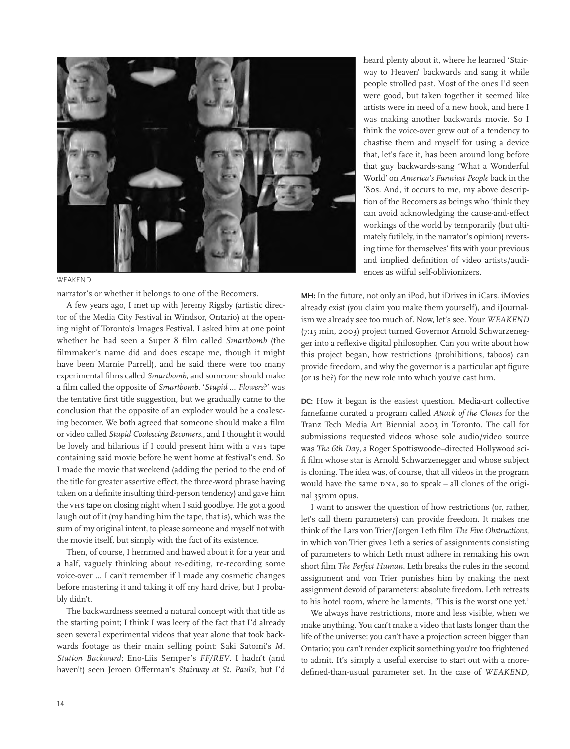WEAKEND

narrator's or whether it belongs to one of the Becomers.

A few years ago, I met up with Jeremy Rigsby (artistic director of the Media City Festival in Windsor, Ontario) at the opening night of Toronto's Images Festival. I asked him at one point whether he had seen a Super 8 film called *Smartbomb* (the filmmaker's name did and does escape me, though it might have been Marnie Parrell), and he said there were too many experimental films called *Smartbomb*, and someone should make a film called the opposite of *Smartbomb*. '*Stupid ... Flowers*?' was the tentative first title suggestion, but we gradually came to the conclusion that the opposite of an exploder would be a coalescing becomer. We both agreed that someone should make a film or video called *Stupid Coalescing Becomers.*, and I thought it would be lovely and hilarious if I could present him with a VHS tape containing said movie before he went home at festival's end. So I made the movie that weekend (adding the period to the end of the title for greater assertive effect, the three-word phrase having taken on a definite insulting third-person tendency) and gave him the VHS tape on closing night when I said goodbye. He got a good laugh out of it (my handing him the tape, that is), which was the sum of my original intent, to please someone and myself not with the movie itself, but simply with the fact of its existence.

Then, of course, I hemmed and hawed about it for a year and a half, vaguely thinking about re-editing, re-recording some voice-over ... I can't remember if I made any cosmetic changes before mastering it and taking it off my hard drive, but I probably didn't.

The backwardness seemed a natural concept with that title as the starting point; I think I was leery of the fact that I'd already seen several experimental videos that year alone that took backwards footage as their main selling point: Saki Satomi's *M. Station Backward*; Eno-Liis Semper's *FF/REV*. I hadn't (and haven't) seen Jeroen Offerman's *Stairway at St. Paul's*, but I'd heard plenty about it, where he learned 'Stairway to Heaven' backwards and sang it while people strolled past. Most of the ones I'd seen were good, but taken together it seemed like artists were in need of a new hook, and here I was making another backwards movie. So I think the voice-over grew out of a tendency to chastise them and myself for using a device that, let's face it, has been around long before that guy backwards-sang 'What a Wonderful World' on *America's Funniest People* back in the '80s. And, it occurs to me, my above description of the Becomers as beings who 'think they can avoid acknowledging the cause-and-effect workings of the world by temporarily (but ultimately futilely, in the narrator's opinion) reversing time for themselves' fits with your previous and implied definition of video artists/audiences as wilful self-oblivionizers.

**MH:** In the future, not only an iPod, but iDrives in iCars. iMovies already exist (you claim you make them yourself), and iJournalism we already see too much of. Now, let's see. Your *WEAKEND* (7:15 min, 2003) project turned Governor Arnold Schwarzenegger into a reflexive digital philosopher. Can you write about how this project began, how restrictions (prohibitions, taboos) can provide freedom, and why the governor is a particular apt figure (or is he?) for the new role into which you've cast him.

**DC:** How it began is the easiest question. Media-art collective famefame curated a program called *Attack of the Clones* for the Tranz Tech Media Art Biennial 2003 in Toronto. The call for submissions requested videos whose sole audio/video source was *The 6th Day*, a Roger Spottiswoode–directed Hollywood sci-fi film whose star is Arnold Schwarzenegger and whose subject is cloning. The idea was, of course, that all videos in the program would have the same DNA, so to speak – all clones of the original 35mm opus.

I want to answer the question of how restrictions (or, rather, let's call them parameters) can provide freedom. It makes me think of the Lars von Trier/Jorgen Leth film *The Five Obstructions*, in which von Trier gives Leth a series of assignments consisting of parameters to which Leth must adhere in remaking his own short film *The Perfect Human*. Leth breaks the rules in the second assignment and von Trier punishes him by making the next assignment devoid of parameters: absolute freedom. Leth retreats to his hotel room, where he laments, 'This is the worst one yet.'

We always have restrictions, more and less visible, when we make anything. You can't make a video that lasts longer than the life of the universe; you can't have a projection screen bigger than Ontario; you can't render explicit something you're too frightened to admit. It's simply a useful exercise to start out with a more-defined-than-usual parameter set. In the case of *WEAKEND*,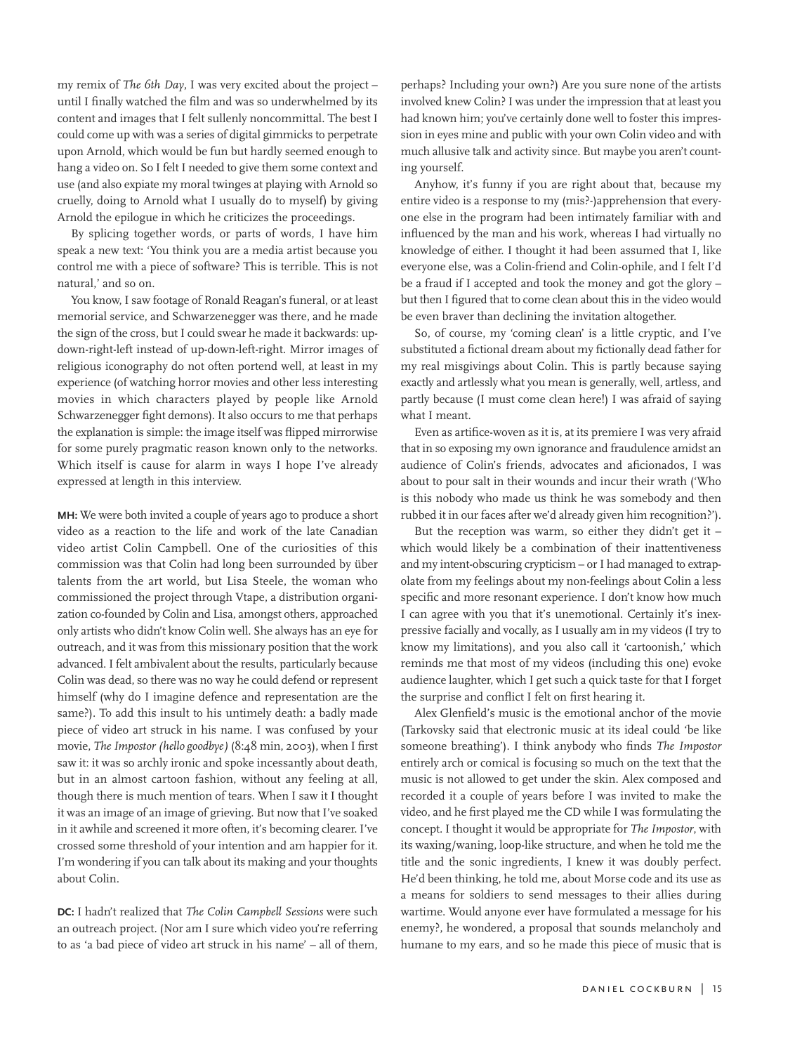my remix of *The 6th Day*, I was very excited about the project – until I finally watched the film and was so underwhelmed by its content and images that I felt sullenly noncommittal. The best I could come up with was a series of digital gimmicks to perpetrate upon Arnold, which would be fun but hardly seemed enough to hang a video on. So I felt I needed to give them some context and use (and also expiate my moral twinges at playing with Arnold so cruelly, doing to Arnold what I usually do to myself) by giving Arnold the epilogue in which he criticizes the proceedings.

By splicing together words, or parts of words, I have him speak a new text: 'You think you are a media artist because you control me with a piece of software? This is terrible. This is not natural,' and so on.

You know, I saw footage of Ronald Reagan's funeral, or at least memorial service, and Schwarzenegger was there, and he made the sign of the cross, but I could swear he made it backwards: up-down-right-left instead of up-down-left-right. Mirror images of religious iconography do not often portend well, at least in my experience (of watching horror movies and other less interesting movies in which characters played by people like Arnold Schwarzenegger fight demons). It also occurs to me that perhaps the explanation is simple: the image itself was flipped mirrorwise for some purely pragmatic reason known only to the networks. Which itself is cause for alarm in ways I hope I've already expressed at length in this interview.

**MH:** We were both invited a couple of years ago to produce a short video as a reaction to the life and work of the late Canadian video artist Colin Campbell. One of the curiosities of this commission was that Colin had long been surrounded by über talents from the art world, but Lisa Steele, the woman who commissioned the project through Vtape, a distribution organization co-founded by Colin and Lisa, amongst others, approached only artists who didn't know Colin well. She always has an eye for outreach, and it was from this missionary position that the work advanced. I felt ambivalent about the results, particularly because Colin was dead, so there was no way he could defend or represent himself (why do I imagine defence and representation are the same?). To add this insult to his untimely death: a badly made piece of video art struck in his name. I was confused by your movie, *The Impostor (hello goodbye)* (8:48 min, 2003), when I first saw it: it was so archly ironic and spoke incessantly about death, but in an almost cartoon fashion, without any feeling at all, though there is much mention of tears. When I saw it I thought it was an image of an image of grieving. But now that I've soaked in it awhile and screened it more often, it's becoming clearer. I've crossed some threshold of your intention and am happier for it. I'm wondering if you can talk about its making and your thoughts about Colin.

**DC:** I hadn't realized that *The Colin Campbell Sessions* were such an outreach project. (Nor am I sure which video you're referring to as 'a bad piece of video art struck in his name' – all of them, perhaps? Including your own?) Are you sure none of the artists involved knew Colin? I was under the impression that at least you had known him; you've certainly done well to foster this impression in eyes mine and public with your own Colin video and with much allusive talk and activity since. But maybe you aren't counting yourself.

Anyhow, it's funny if you are right about that, because my entire video is a response to my (mis?-)apprehension that everyone else in the program had been intimately familiar with and influenced by the man and his work, whereas I had virtually no knowledge of either. I thought it had been assumed that I, like everyone else, was a Colin-friend and Colin-ophile, and I felt I'd be a fraud if I accepted and took the money and got the glory – but then I figured that to come clean about this in the video would be even braver than declining the invitation altogether.

So, of course, my 'coming clean' is a little cryptic, and I've substituted a fictional dream about my fictionally dead father for my real misgivings about Colin. This is partly because saying exactly and artlessly what you mean is generally, well, artless, and partly because (I must come clean here!) I was afraid of saying what I meant.

Even as artifice-woven as it is, at its premiere I was very afraid that in so exposing my own ignorance and fraudulence amidst an audience of Colin's friends, advocates and aficionados, I was about to pour salt in their wounds and incur their wrath ('Who is this nobody who made us think he was somebody and then rubbed it in our faces after we'd already given him recognition?').

But the reception was warm, so either they didn't get it – which would likely be a combination of their inattentiveness and my intent-obscuring crypticism – or I had managed to extrapolate from my feelings about my non-feelings about Colin a less specific and more resonant experience. I don't know how much I can agree with you that it's unemotional. Certainly it's inexpressive facially and vocally, as I usually am in my videos (I try to know my limitations), and you also call it 'cartoonish,' which reminds me that most of my videos (including this one) evoke audience laughter, which I get such a quick taste for that I forget the surprise and conflict I felt on first hearing it.

Alex Glenfield's music is the emotional anchor of the movie (Tarkovsky said that electronic music at its ideal could 'be like someone breathing'). I think anybody who finds *The Impostor* entirely arch or comical is focusing so much on the text that the music is not allowed to get under the skin. Alex composed and recorded it a couple of years before I was invited to make the video, and he first played me the CD while I was formulating the concept. I thought it would be appropriate for *The Impostor*, with its waxing/waning, loop-like structure, and when he told me the title and the sonic ingredients, I knew it was doubly perfect. He'd been thinking, he told me, about Morse code and its use as a means for soldiers to send messages to their allies during wartime. Would anyone ever have formulated a message for his enemy?, he wondered, a proposal that sounds melancholy and humane to my ears, and so he made this piece of music that is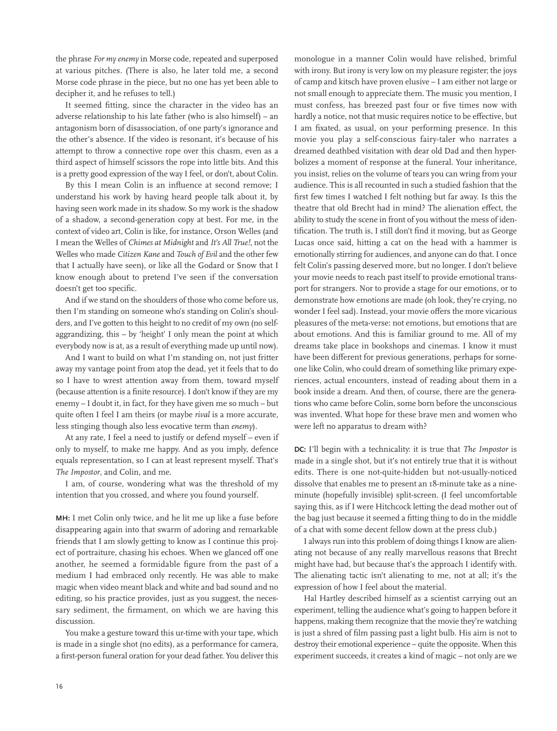the phrase *For my enemy* in Morse code, repeated and superposed at various pitches. (There is also, he later told me, a second Morse code phrase in the piece, but no one has yet been able to decipher it, and he refuses to tell.)

It seemed fitting, since the character in the video has an adverse relationship to his late father (who is also himself) – an antagonism born of disassociation, of one party's ignorance and the other's absence. If the video is resonant, it's because of his attempt to throw a connective rope over this chasm, even as a third aspect of himself scissors the rope into little bits. And this is a pretty good expression of the way I feel, or don't, about Colin.

By this I mean Colin is an influence at second remove; I understand his work by having heard people talk about it, by having seen work made in its shadow. So my work is the shadow of a shadow, a second-generation copy at best. For me, in the context of video art, Colin is like, for instance, Orson Welles (and I mean the Welles of *Chimes at Midnight* and *It's All True!*, not the Welles who made *Citizen Kane* and *Touch of Evil* and the other few that I actually have seen), or like all the Godard or Snow that I know enough about to pretend I've seen if the conversation doesn't get too specific.

And if we stand on the shoulders of those who come before us, then I'm standing on someone who's standing on Colin's shoulders, and I've gotten to this height to no credit of my own (no self-aggrandizing, this – by 'height' I only mean the point at which everybody now is at, as a result of everything made up until now).

And I want to build on what I'm standing on, not just fritter away my vantage point from atop the dead, yet it feels that to do so I have to wrest attention away from them, toward myself (because attention is a finite resource). I don't know if they are my enemy – I doubt it, in fact, for they have given me so much – but quite often I feel I am theirs (or maybe *rival* is a more accurate, less stinging though also less evocative term than *enemy*).

At any rate, I feel a need to justify or defend myself – even if only to myself, to make me happy. And as you imply, defence equals representation, so I can at least represent myself. That's *The Impostor*, and Colin, and me.

I am, of course, wondering what was the threshold of my intention that you crossed, and where you found yourself.

**MH:** I met Colin only twice, and he lit me up like a fuse before disappearing again into that swarm of adoring and remarkable friends that I am slowly getting to know as I continue this project of portraiture, chasing his echoes. When we glanced off one another, he seemed a formidable figure from the past of a medium I had embraced only recently. He was able to make magic when video meant black and white and bad sound and no editing, so his practice provides, just as you suggest, the necessary sediment, the firmament, on which we are having this discussion.

You make a gesture toward this ur-time with your tape, which is made in a single shot (no edits), as a performance for camera, a first-person funeral oration for your dead father. You deliver this monologue in a manner Colin would have relished, brimful with irony. But irony is very low on my pleasure register; the joys of camp and kitsch have proven elusive – I am either not large or not small enough to appreciate them. The music you mention, I must confess, has breezed past four or five times now with hardly a notice, not that music requires notice to be effective, but I am fixated, as usual, on your performing presence. In this movie you play a self-conscious fairy-taler who narrates a dreamed deathbed visitation with dear old Dad and then hyperbolizes a moment of response at the funeral. Your inheritance, you insist, relies on the volume of tears you can wring from your audience. This is all recounted in such a studied fashion that the first few times I watched I felt nothing but far away. Is this the theatre that old Brecht had in mind? The alienation effect, the ability to study the scene in front of you without the mess of identification. The truth is, I still don't find it moving, but as George Lucas once said, hitting a cat on the head with a hammer is emotionally stirring for audiences, and anyone can do that. I once felt Colin's passing deserved more, but no longer. I don't believe your movie needs to reach past itself to provide emotional transport for strangers. Nor to provide a stage for our emotions, or to demonstrate how emotions are made (oh look, they're crying, no wonder I feel sad). Instead, your movie offers the more vicarious pleasures of the meta-verse: not emotions, but emotions that are about emotions. And this is familiar ground to me. All of my dreams take place in bookshops and cinemas. I know it must have been different for previous generations, perhaps for someone like Colin, who could dream of something like primary experiences, actual encounters, instead of reading about them in a book inside a dream. And then, of course, there are the generations who came before Colin, some born before the unconscious was invented. What hope for these brave men and women who were left no apparatus to dream with?

**DC:** I'll begin with a technicality: it is true that *The Impostor* is made in a single shot, but it's not entirely true that it is without edits. There is one not-quite-hidden but not-usually-noticed dissolve that enables me to present an 18-minute take as a nine-minute (hopefully invisible) split-screen. (I feel uncomfortable saying this, as if I were Hitchcock letting the dead mother out of the bag just because it seemed a fitting thing to do in the middle of a chat with some decent fellow down at the press club.)

I always run into this problem of doing things I know are alienating not because of any really marvellous reasons that Brecht might have had, but because that's the approach I identify with. The alienating tactic isn't alienating to me, not at all; it's the expression of how I feel about the material.

Hal Hartley described himself as a scientist carrying out an experiment, telling the audience what's going to happen before it happens, making them recognize that the movie they're watching is just a shred of film passing past a light bulb. His aim is not to destroy their emotional experience – quite the opposite. When this experiment succeeds, it creates a kind of magic – not only are we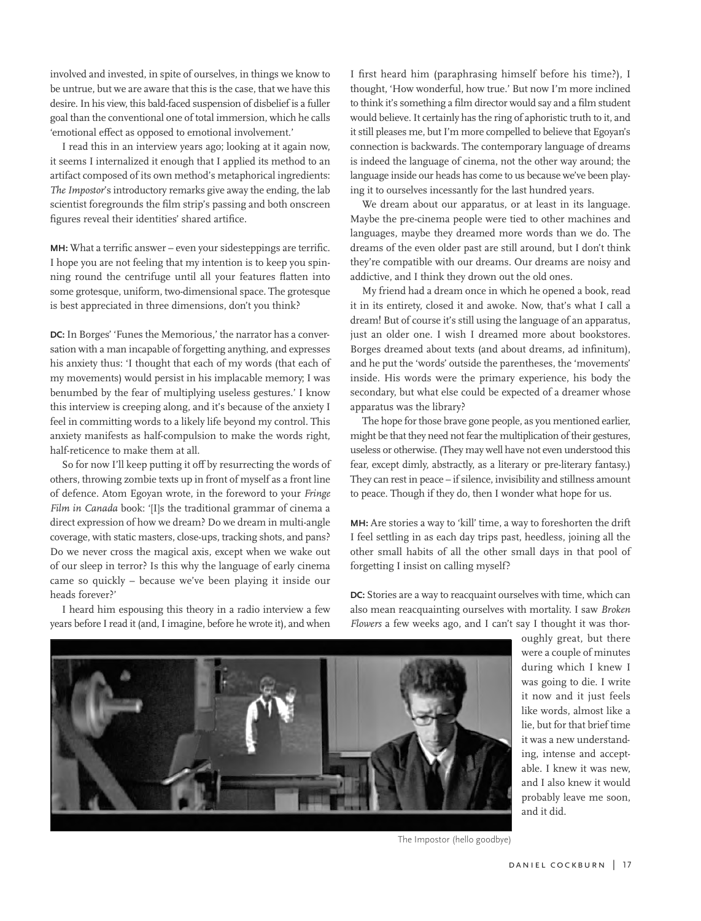involved and invested, in spite of ourselves, in things we know to be untrue, but we are aware that this is the case, that we have this desire. In his view, this bald-faced suspension of disbelief is a fuller goal than the conventional one of total immersion, which he calls 'emotional effect as opposed to emotional involvement.'

I read this in an interview years ago; looking at it again now, it seems I internalized it enough that I applied its method to an artifact composed of its own method's metaphorical ingredients: *The Impostor*'s introductory remarks give away the ending, the lab scientist foregrounds the film strip's passing and both onscreen figures reveal their identities' shared artifice.

**MH:** What a terrific answer – even your sidesteppings are terrific. I hope you are not feeling that my intention is to keep you spinning round the centrifuge until all your features flatten into some grotesque, uniform, two-dimensional space. The grotesque is best appreciated in three dimensions, don't you think?

**DC:** In Borges' 'Funes the Memorious,' the narrator has a conversation with a man incapable of forgetting anything, and expresses his anxiety thus: 'I thought that each of my words (that each of my movements) would persist in his implacable memory; I was benumbed by the fear of multiplying useless gestures.' I know this interview is creeping along, and it's because of the anxiety I feel in committing words to a likely life beyond my control. This anxiety manifests as half-compulsion to make the words right, half-reticence to make them at all.

So for now I'll keep putting it off by resurrecting the words of others, throwing zombie texts up in front of myself as a front line of defence. Atom Egoyan wrote, in the foreword to your *Fringe Film in Canada* book: '[I]s the traditional grammar of cinema a direct expression of how we dream? Do we dream in multi-angle coverage, with static masters, close-ups, tracking shots, and pans? Do we never cross the magical axis, except when we wake out of our sleep in terror? Is this why the language of early cinema came so quickly – because we've been playing it inside our heads forever?'

I heard him espousing this theory in a radio interview a few years before I read it (and, I imagine, before he wrote it), and when I first heard him (paraphrasing himself before his time?), I thought, 'How wonderful, how true.' But now I'm more inclined to think it's something a film director would say and a film student would believe. It certainly has the ring of aphoristic truth to it, and it still pleases me, but I'm more compelled to believe that Egoyan's connection is backwards. The contemporary language of dreams is indeed the language of cinema, not the other way around; the language inside our heads has come to us because we've been playing it to ourselves incessantly for the last hundred years.

We dream about our apparatus, or at least in its language. Maybe the pre-cinema people were tied to other machines and languages, maybe they dreamed more words than we do. The dreams of the even older past are still around, but I don't think they're compatible with our dreams. Our dreams are noisy and addictive, and I think they drown out the old ones.

My friend had a dream once in which he opened a book, read it in its entirety, closed it and awoke. Now, that's what I call a dream! But of course it's still using the language of an apparatus, just an older one. I wish I dreamed more about bookstores. Borges dreamed about texts (and about dreams, ad infinitum), and he put the 'words' outside the parentheses, the 'movements' inside. His words were the primary experience, his body the secondary, but what else could be expected of a dreamer whose apparatus was the library?

The hope for those brave gone people, as you mentioned earlier, might be that they need not fear the multiplication of their gestures, useless or otherwise. (They may well have not even understood this fear, except dimly, abstractly, as a literary or pre-literary fantasy.) They can rest in peace – if silence, invisibility and stillness amount to peace. Though if they do, then I wonder what hope for us.

**MH:** Are stories a way to 'kill' time, a way to foreshorten the drift I feel settling in as each day trips past, heedless, joining all the other small habits of all the other small days in that pool of forgetting I insist on calling myself?

**DC:** Stories are a way to reacquaint ourselves with time, which can also mean reacquainting ourselves with mortality. I saw *Broken Flowers* a few weeks ago, and I can't say I thought it was thoroughly great, but there were a couple of minutes during which I knew I was going to die. I write it now and it just feels like words, almost like a lie, but for that brief time it was a new understanding, intense and acceptable. I knew it was new, and I also knew it would probably leave me soon, and it did.

The Impostor (hello goodbye)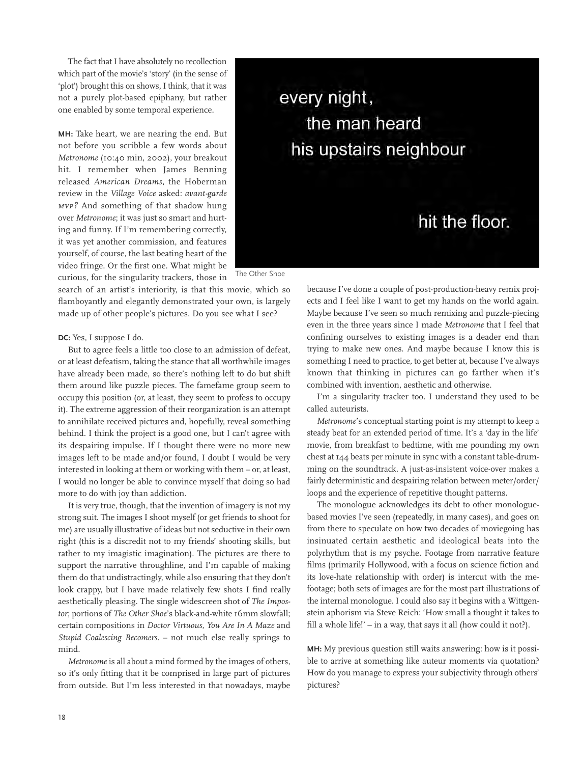The fact that I have absolutely no recollection which part of the movie's 'story' (in the sense of 'plot') brought this on shows, I think, that it was not a purely plot-based epiphany, but rather one enabled by some temporal experience.

**MH:** Take heart, we are nearing the end. But not before you scribble a few words about *Metronome* (10:40 min, 2002), your breakout hit. I remember when James Benning released *American Dreams*, the Hoberman review in the *Village Voice* asked: *avant-garde MVP?* And something of that shadow hung over *Metronome*; it was just so smart and hurting and funny. If I'm remembering correctly, it was yet another commission, and features yourself, of course, the last beating heart of the video fringe. Or the first one. What might be curious, for the singularity trackers, those in search of an artist's interiority, is that this movie, which so flamboyantly and elegantly demonstrated your own, is largely made up of other people's pictures. Do you see what I see?

every night,
the man heard
his upstairs neighbour
hit the floor.

The Other Shoe

**DC:** Yes, I suppose I do.

But to agree feels a little too close to an admission of defeat, or at least defeatism, taking the stance that all worthwhile images have already been made, so there's nothing left to do but shift them around like puzzle pieces. The famefame group seem to occupy this position (or, at least, they seem to profess to occupy it). The extreme aggression of their reorganization is an attempt to annihilate received pictures and, hopefully, reveal something behind. I think the project is a good one, but I can't agree with its despairing impulse. If I thought there were no more new images left to be made and/or found, I doubt I would be very interested in looking at them or working with them – or, at least, I would no longer be able to convince myself that doing so had more to do with joy than addiction.

It is very true, though, that the invention of imagery is not my strong suit. The images I shoot myself (or get friends to shoot for me) are usually illustrative of ideas but not seductive in their own right (this is a discredit not to my friends' shooting skills, but rather to my imagistic imagination). The pictures are there to support the narrative throughline, and I'm capable of making them do that undistractingly, while also ensuring that they don't look crappy, but I have made relatively few shots I find really aesthetically pleasing. The single widescreen shot of *The Impostor*; portions of *The Other Shoe*'s black-and-white 16mm slowfall; certain compositions in *Doctor Virtuous*, *You Are In A Maze* and *Stupid Coalescing Becomers*. – not much else really springs to mind.

*Metronome* is all about a mind formed by the images of others, so it's only fitting that it be comprised in large part of pictures from outside. But I'm less interested in that nowadays, maybe because I've done a couple of post-production-heavy remix projects and I feel like I want to get my hands on the world again. Maybe because I've seen so much remixing and puzzle-piecing even in the three years since I made *Metronome* that I feel that confining ourselves to existing images is a deader end than trying to make new ones. And maybe because I know this is something I need to practice, to get better at, because I've always known that thinking in pictures can go farther when it's combined with invention, aesthetic and otherwise.

I'm a singularity tracker too. I understand they used to be called auteurists.

*Metronome*'s conceptual starting point is my attempt to keep a steady beat for an extended period of time. It's a 'day in the life' movie, from breakfast to bedtime, with me pounding my own chest at 144 beats per minute in sync with a constant table-drumming on the soundtrack. A just-as-insistent voice-over makes a fairly deterministic and despairing relation between meter/order/loops and the experience of repetitive thought patterns.

The monologue acknowledges its debt to other monologue-based movies I've seen (repeatedly, in many cases), and goes on from there to speculate on how two decades of moviegoing has insinuated certain aesthetic and ideological beats into the polyrhythm that is my psyche. Footage from narrative feature films (primarily Hollywood, with a focus on science fiction and its love-hate relationship with order) is intercut with the me-footage; both sets of images are for the most part illustrations of the internal monologue. I could also say it begins with a Wittgenstein aphorism via Steve Reich: 'How small a thought it takes to fill a whole life!' – in a way, that says it all (how could it not?).

**MH:** My previous question still waits answering: how is it possible to arrive at something like auteur moments via quotation? How do you manage to express your subjectivity through others' pictures?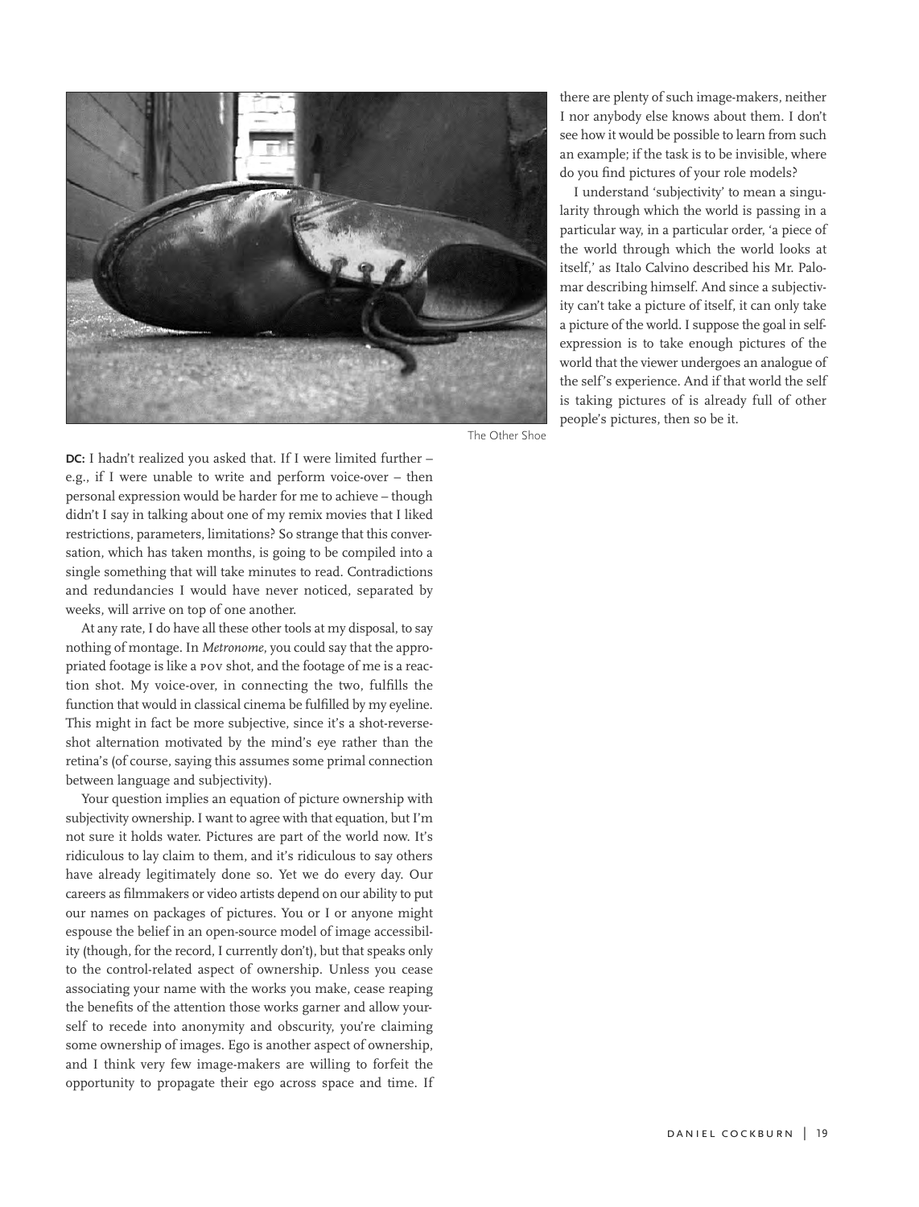The Other Shoe

**DC:** I hadn't realized you asked that. If I were limited further – e.g., if I were unable to write and perform voice-over – then personal expression would be harder for me to achieve – though didn't I say in talking about one of my remix movies that I liked restrictions, parameters, limitations? So strange that this conversation, which has taken months, is going to be compiled into a single something that will take minutes to read. Contradictions and redundancies I would have never noticed, separated by weeks, will arrive on top of one another.

At any rate, I do have all these other tools at my disposal, to say nothing of montage. In *Metronome*, you could say that the appropriated footage is like a POV shot, and the footage of me is a reaction shot. My voice-over, in connecting the two, fulfills the function that would in classical cinema be fulfilled by my eyeline. This might in fact be more subjective, since it's a shot-reverse-shot alternation motivated by the mind's eye rather than the retina's (of course, saying this assumes some primal connection between language and subjectivity).

Your question implies an equation of picture ownership with subjectivity ownership. I want to agree with that equation, but I'm not sure it holds water. Pictures are part of the world now. It's ridiculous to lay claim to them, and it's ridiculous to say others have already legitimately done so. Yet we do every day. Our careers as filmmakers or video artists depend on our ability to put our names on packages of pictures. You or I or anyone might espouse the belief in an open-source model of image accessibility (though, for the record, I currently don't), but that speaks only to the control-related aspect of ownership. Unless you cease associating your name with the works you make, cease reaping the benefits of the attention those works garner and allow yourself to recede into anonymity and obscurity, you're claiming some ownership of images. Ego is another aspect of ownership, and I think very few image-makers are willing to forfeit the opportunity to propagate their ego across space and time. If there are plenty of such image-makers, neither I nor anybody else knows about them. I don't see how it would be possible to learn from such an example; if the task is to be invisible, where do you find pictures of your role models?

I understand 'subjectivity' to mean a singularity through which the world is passing in a particular way, in a particular order, 'a piece of the world through which the world looks at itself,' as Italo Calvino described his Mr. Palomar describing himself. And since a subjectivity can't take a picture of itself, it can only take a picture of the world. I suppose the goal in self-expression is to take enough pictures of the world that the viewer undergoes an analogue of the self's experience. And if that world the self is taking pictures of is already full of other people's pictures, then so be it.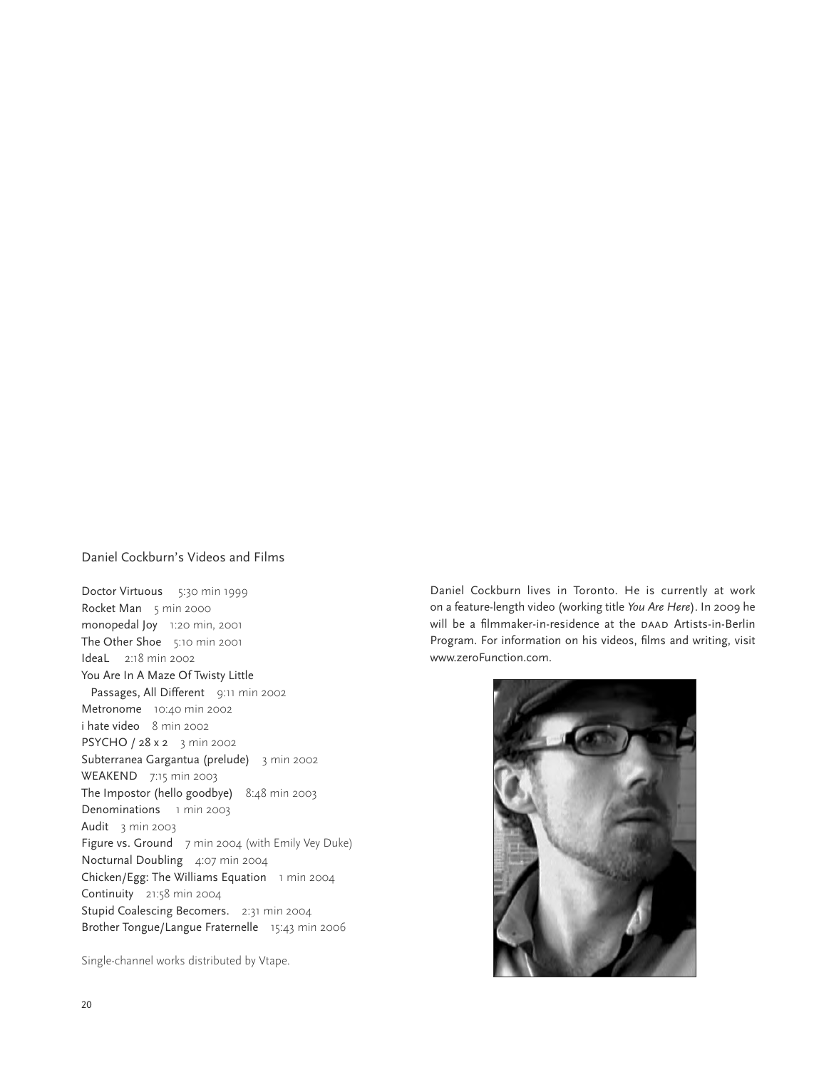## Daniel Cockburn's Videos and Films

Doctor Virtuous 5:30 min 1999
Rocket Man 5 min 2000
monopedal Joy 1:20 min, 2001
The Other Shoe 5:10 min 2001
IdeaL 2:18 min 2002
You Are In A Maze Of Twisty Little Passages, All Different 9:11 min 2002
Metronome 10:40 min 2002
i hate video 8 min 2002
PSYCHO / 28 x 2 3 min 2002
Subterranea Gargantua (prelude) 3 min 2002
WEAKEND 7:15 min 2003
The Impostor (hello goodbye) 8:48 min 2003
Denominations 1 min 2003
Audit 3 min 2003
Figure vs. Ground 7 min 2004 (with Emily Vey Duke)
Nocturnal Doubling 4:07 min 2004
Chicken/Egg: The Williams Equation 1 min 2004
Continuity 21:58 min 2004
Stupid Coalescing Becomers. 2:31 min 2004
Brother Tongue/Langue Fraternelle 15:43 min 2006

Single-channel works distributed by Vtape.

Daniel Cockburn lives in Toronto. He is currently at work on a feature-length video (working title *You Are Here*). In 2009 he will be a filmmaker-in-residence at the DAAD Artists-in-Berlin Program. For information on his videos, films and writing, visit www.zeroFunction.com.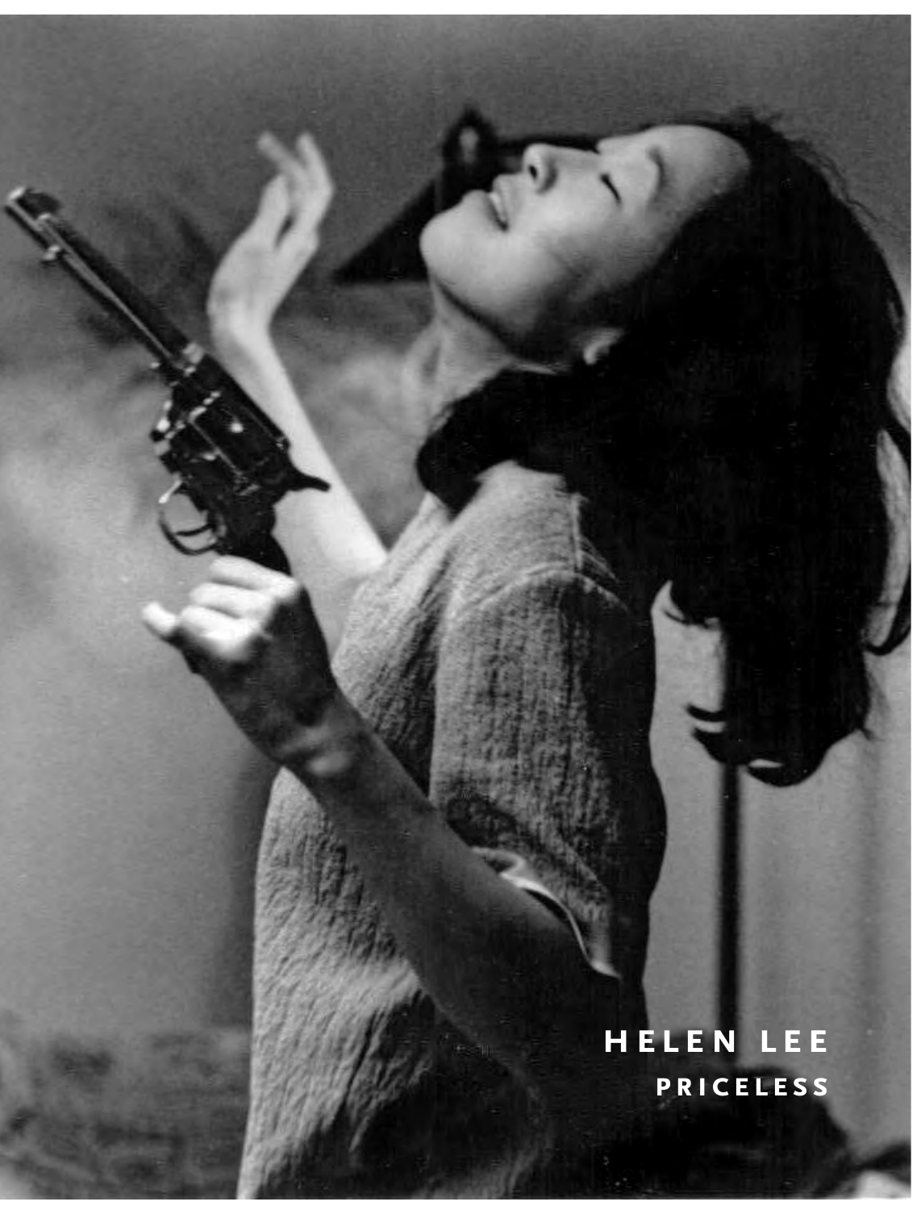**HELEN LEE**

**PRICELESS**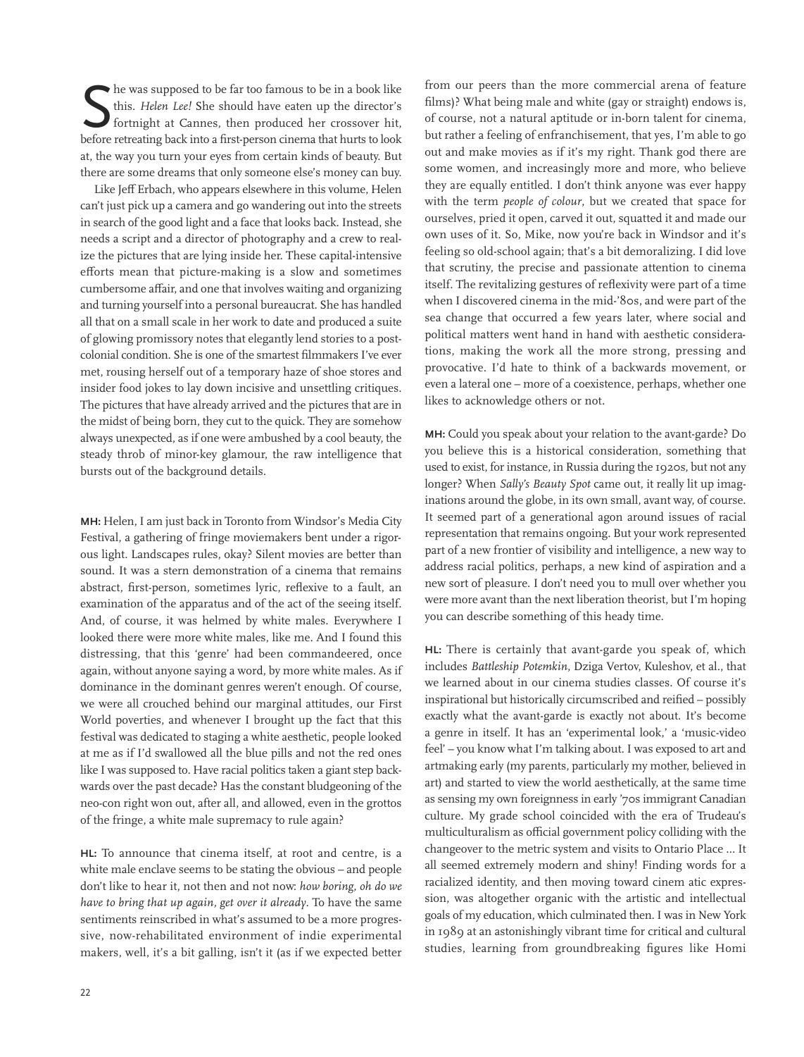She was supposed to be far too famous to be in a book like this. *Helen Lee!* She should have eaten up the director's fortnight at Cannes, then produced her crossover hit, before retreating back into a first-person cinema that hurts to look at, the way you turn your eyes from certain kinds of beauty. But there are some dreams that only someone else's money can buy.

Like Jeff Erbach, who appears elsewhere in this volume, Helen can't just pick up a camera and go wandering out into the streets in search of the good light and a face that looks back. Instead, she needs a script and a director of photography and a crew to realize the pictures that are lying inside her. These capital-intensive efforts mean that picture-making is a slow and sometimes cumbersome affair, and one that involves waiting and organizing and turning yourself into a personal bureaucrat. She has handled all that on a small scale in her work to date and produced a suite of glowing promissory notes that elegantly lend stories to a post-colonial condition. She is one of the smartest filmmakers I've ever met, rousing herself out of a temporary haze of shoe stores and insider food jokes to lay down incisive and unsettling critiques. The pictures that have already arrived and the pictures that are in the midst of being born, they cut to the quick. They are somehow always unexpected, as if one were ambushed by a cool beauty, the steady throb of minor-key glamour, the raw intelligence that bursts out of the background details.

**MH:** Helen, I am just back in Toronto from Windsor's Media City Festival, a gathering of fringe moviemakers bent under a rigorous light. Landscapes rules, okay? Silent movies are better than sound. It was a stern demonstration of a cinema that remains abstract, first-person, sometimes lyric, reflexive to a fault, an examination of the apparatus and of the act of the seeing itself. And, of course, it was helmed by white males. Everywhere I looked there were more white males, like me. And I found this distressing, that this 'genre' had been commandeered, once again, without anyone saying a word, by more white males. As if dominance in the dominant genres weren't enough. Of course, we were all crouched behind our marginal attitudes, our First World poverties, and whenever I brought up the fact that this festival was dedicated to staging a white aesthetic, people looked at me as if I'd swallowed all the blue pills and not the red ones like I was supposed to. Have racial politics taken a giant step backwards over the past decade? Has the constant bludgeoning of the neo-con right won out, after all, and allowed, even in the grottos of the fringe, a white male supremacy to rule again?

**HL:** To announce that cinema itself, at root and centre, is a white male enclave seems to be stating the obvious – and people don't like to hear it, not then and not now: *how boring, oh do we have to bring that up again, get over it already*. To have the same sentiments reinscribed in what's assumed to be a more progressive, now-rehabilitated environment of indie experimental makers, well, it's a bit galling, isn't it (as if we expected better from our peers than the more commercial arena of feature films)? What being male and white (gay or straight) endows is, of course, not a natural aptitude or in-born talent for cinema, but rather a feeling of enfranchisement, that yes, I'm able to go out and make movies as if it's my right. Thank god there are some women, and increasingly more and more, who believe they are equally entitled. I don't think anyone was ever happy with the term *people of colour*, but we created that space for ourselves, pried it open, carved it out, squatted it and made our own uses of it. So, Mike, now you're back in Windsor and it's feeling so old-school again; that's a bit demoralizing. I did love that scrutiny, the precise and passionate attention to cinema itself. The revitalizing gestures of reflexivity were part of a time when I discovered cinema in the mid-'80s, and were part of the sea change that occurred a few years later, where social and political matters went hand in hand with aesthetic considerations, making the work all the more strong, pressing and provocative. I'd hate to think of a backwards movement, or even a lateral one – more of a coexistence, perhaps, whether one likes to acknowledge others or not.

**MH:** Could you speak about your relation to the avant-garde? Do you believe this is a historical consideration, something that used to exist, for instance, in Russia during the 1920s, but not any longer? When *Sally's Beauty Spot* came out, it really lit up imaginations around the globe, in its own small, avant way, of course. It seemed part of a generational agon around issues of racial representation that remains ongoing. But your work represented part of a new frontier of visibility and intelligence, a new way to address racial politics, perhaps, a new kind of aspiration and a new sort of pleasure. I don't need you to mull over whether you were more avant than the next liberation theorist, but I'm hoping you can describe something of this heady time.

**HL:** There is certainly that avant-garde you speak of, which includes *Battleship Potemkin*, Dziga Vertov, Kuleshov, et al., that we learned about in our cinema studies classes. Of course it's inspirational but historically circumscribed and reified – possibly exactly what the avant-garde is exactly not about. It's become a genre in itself. It has an 'experimental look,' a 'music-video feel' – you know what I'm talking about. I was exposed to art and artmaking early (my parents, particularly my mother, believed in art) and started to view the world aesthetically, at the same time as sensing my own foreignness in early '70s immigrant Canadian culture. My grade school coincided with the era of Trudeau's multiculturalism as official government policy colliding with the changeover to the metric system and visits to Ontario Place ... It all seemed extremely modern and shiny! Finding words for a racialized identity, and then moving toward cinem atic expression, was altogether organic with the artistic and intellectual goals of my education, which culminated then. I was in New York in 1989 at an astonishingly vibrant time for critical and cultural studies, learning from groundbreaking figures like Homi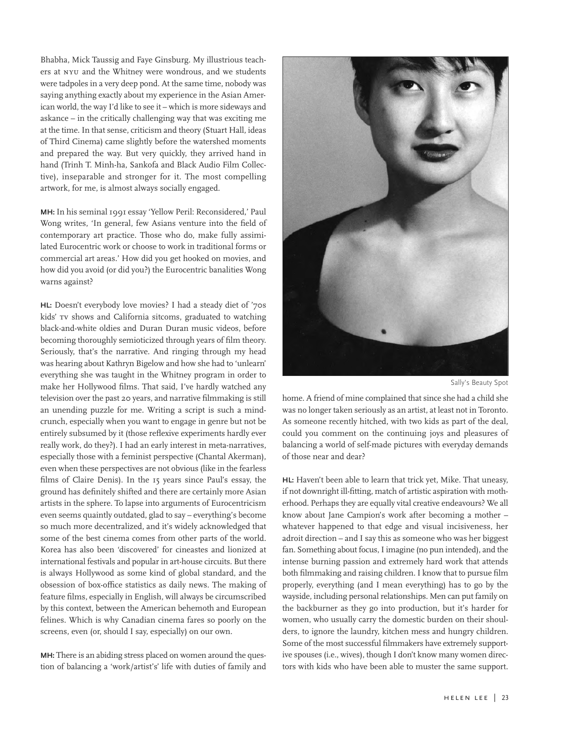Bhabha, Mick Taussig and Faye Ginsburg. My illustrious teachers at NYU and the Whitney were wondrous, and we students were tadpoles in a very deep pond. At the same time, nobody was saying anything exactly about my experience in the Asian American world, the way I'd like to see it – which is more sideways and askance – in the critically challenging way that was exciting me at the time. In that sense, criticism and theory (Stuart Hall, ideas of Third Cinema) came slightly before the watershed moments and prepared the way. But very quickly, they arrived hand in hand (Trinh T. Minh-ha, Sankofa and Black Audio Film Collective), inseparable and stronger for it. The most compelling artwork, for me, is almost always socially engaged.

**MH:** In his seminal 1991 essay 'Yellow Peril: Reconsidered,' Paul Wong writes, 'In general, few Asians venture into the field of contemporary art practice. Those who do, make fully assimilated Eurocentric work or choose to work in traditional forms or commercial art areas.' How did you get hooked on movies, and how did you avoid (or did you?) the Eurocentric banalities Wong warns against?

**HL:** Doesn't everybody love movies? I had a steady diet of '70s kids' TV shows and California sitcoms, graduated to watching black-and-white oldies and Duran Duran music videos, before becoming thoroughly semioticized through years of film theory. Seriously, that's the narrative. And ringing through my head was hearing about Kathryn Bigelow and how she had to 'unlearn' everything she was taught in the Whitney program in order to make her Hollywood films. That said, I've hardly watched any television over the past 20 years, and narrative filmmaking is still an unending puzzle for me. Writing a script is such a mind-crunch, especially when you want to engage in genre but not be entirely subsumed by it (those reflexive experiments hardly ever really work, do they?). I had an early interest in meta-narratives, especially those with a feminist perspective (Chantal Akerman), even when these perspectives are not obvious (like in the fearless films of Claire Denis). In the 15 years since Paul's essay, the ground has definitely shifted and there are certainly more Asian artists in the sphere. To lapse into arguments of Eurocentricism even seems quaintly outdated, glad to say – everything's become so much more decentralized, and it's widely acknowledged that some of the best cinema comes from other parts of the world. Korea has also been 'discovered' for cineastes and lionized at international festivals and popular in art-house circuits. But there is always Hollywood as some kind of global standard, and the obsession of box-office statistics as daily news. The making of feature films, especially in English, will always be circumscribed by this context, between the American behemoth and European felines. Which is why Canadian cinema fares so poorly on the screens, even (or, should I say, especially) on our own.

**MH:** There is an abiding stress placed on women around the question of balancing a 'work/artist's' life with duties of family and home. A friend of mine complained that since she had a child she was no longer taken seriously as an artist, at least not in Toronto. As someone recently hitched, with two kids as part of the deal, could you comment on the continuing joys and pleasures of balancing a world of self-made pictures with everyday demands of those near and dear?

Sally's Beauty Spot

**HL:** Haven't been able to learn that trick yet, Mike. That uneasy, if not downright ill-fitting, match of artistic aspiration with motherhood. Perhaps they are equally vital creative endeavours? We all know about Jane Campion's work after becoming a mother – whatever happened to that edge and visual incisiveness, her adroit direction – and I say this as someone who was her biggest fan. Something about focus, I imagine (no pun intended), and the intense burning passion and extremely hard work that attends both filmmaking and raising children. I know that to pursue film properly, everything (and I mean everything) has to go by the wayside, including personal relationships. Men can put family on the backburner as they go into production, but it's harder for women, who usually carry the domestic burden on their shoulders, to ignore the laundry, kitchen mess and hungry children. Some of the most successful filmmakers have extremely supportive spouses (i.e., wives), though I don't know many women directors with kids who have been able to muster the same support.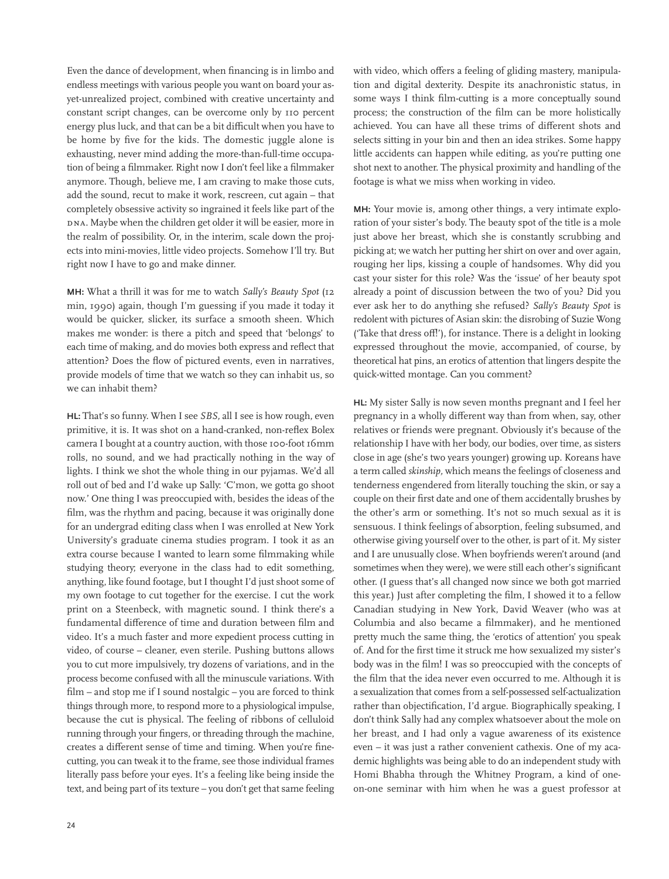Even the dance of development, when financing is in limbo and endless meetings with various people you want on board your as-yet-unrealized project, combined with creative uncertainty and constant script changes, can be overcome only by 110 percent energy plus luck, and that can be a bit difficult when you have to be home by five for the kids. The domestic juggle alone is exhausting, never mind adding the more-than-full-time occupation of being a filmmaker. Right now I don't feel like a filmmaker anymore. Though, believe me, I am craving to make those cuts, add the sound, recut to make it work, rescreen, cut again – that completely obsessive activity so ingrained it feels like part of the DNA. Maybe when the children get older it will be easier, more in the realm of possibility. Or, in the interim, scale down the projects into mini-movies, little video projects. Somehow I'll try. But right now I have to go and make dinner.

**MH:** What a thrill it was for me to watch *Sally's Beauty Spot* (12 min, 1990) again, though I'm guessing if you made it today it would be quicker, slicker, its surface a smooth sheen. Which makes me wonder: is there a pitch and speed that 'belongs' to each time of making, and do movies both express and reflect that attention? Does the flow of pictured events, even in narratives, provide models of time that we watch so they can inhabit us, so we can inhabit them?

**HL:** That's so funny. When I see *SBS*, all I see is how rough, even primitive, it is. It was shot on a hand-cranked, non-reflex Bolex camera I bought at a country auction, with those 100-foot 16mm rolls, no sound, and we had practically nothing in the way of lights. I think we shot the whole thing in our pyjamas. We'd all roll out of bed and I'd wake up Sally: 'C'mon, we gotta go shoot now.' One thing I was preoccupied with, besides the ideas of the film, was the rhythm and pacing, because it was originally done for an undergrad editing class when I was enrolled at New York University's graduate cinema studies program. I took it as an extra course because I wanted to learn some filmmaking while studying theory; everyone in the class had to edit something, anything, like found footage, but I thought I'd just shoot some of my own footage to cut together for the exercise. I cut the work print on a Steenbeck, with magnetic sound. I think there's a fundamental difference of time and duration between film and video. It's a much faster and more expedient process cutting in video, of course – cleaner, even sterile. Pushing buttons allows you to cut more impulsively, try dozens of variations, and in the process become confused with all the minuscule variations. With film – and stop me if I sound nostalgic – you are forced to think things through more, to respond more to a physiological impulse, because the cut is physical. The feeling of ribbons of celluloid running through your fingers, or threading through the machine, creates a different sense of time and timing. When you're fine-cutting, you can tweak it to the frame, see those individual frames literally pass before your eyes. It's a feeling like being inside the text, and being part of its texture – you don't get that same feeling with video, which offers a feeling of gliding mastery, manipulation and digital dexterity. Despite its anachronistic status, in some ways I think film-cutting is a more conceptually sound process; the construction of the film can be more holistically achieved. You can have all these trims of different shots and selects sitting in your bin and then an idea strikes. Some happy little accidents can happen while editing, as you're putting one shot next to another. The physical proximity and handling of the footage is what we miss when working in video.

**MH:** Your movie is, among other things, a very intimate exploration of your sister's body. The beauty spot of the title is a mole just above her breast, which she is constantly scrubbing and picking at; we watch her putting her shirt on over and over again, rouging her lips, kissing a couple of handsomes. Why did you cast your sister for this role? Was the 'issue' of her beauty spot already a point of discussion between the two of you? Did you ever ask her to do anything she refused? *Sally's Beauty Spot* is redolent with pictures of Asian skin: the disrobing of Suzie Wong ('Take that dress off!'), for instance. There is a delight in looking expressed throughout the movie, accompanied, of course, by theoretical hat pins, an erotics of attention that lingers despite the quick-witted montage. Can you comment?

**HL:** My sister Sally is now seven months pregnant and I feel her pregnancy in a wholly different way than from when, say, other relatives or friends were pregnant. Obviously it's because of the relationship I have with her body, our bodies, over time, as sisters close in age (she's two years younger) growing up. Koreans have a term called *skinship*, which means the feelings of closeness and tenderness engendered from literally touching the skin, or say a couple on their first date and one of them accidentally brushes by the other's arm or something. It's not so much sexual as it is sensuous. I think feelings of absorption, feeling subsumed, and otherwise giving yourself over to the other, is part of it. My sister and I are unusually close. When boyfriends weren't around (and sometimes when they were), we were still each other's significant other. (I guess that's all changed now since we both got married this year.) Just after completing the film, I showed it to a fellow Canadian studying in New York, David Weaver (who was at Columbia and also became a filmmaker), and he mentioned pretty much the same thing, the 'erotics of attention' you speak of. And for the first time it struck me how sexualized my sister's body was in the film! I was so preoccupied with the concepts of the film that the idea never even occurred to me. Although it is a sexualization that comes from a self-possessed self-actualization rather than objectification, I'd argue. Biographically speaking, I don't think Sally had any complex whatsoever about the mole on her breast, and I had only a vague awareness of its existence even – it was just a rather convenient cathexis. One of my academic highlights was being able to do an independent study with Homi Bhabha through the Whitney Program, a kind of one-on-one seminar with him when he was a guest professor at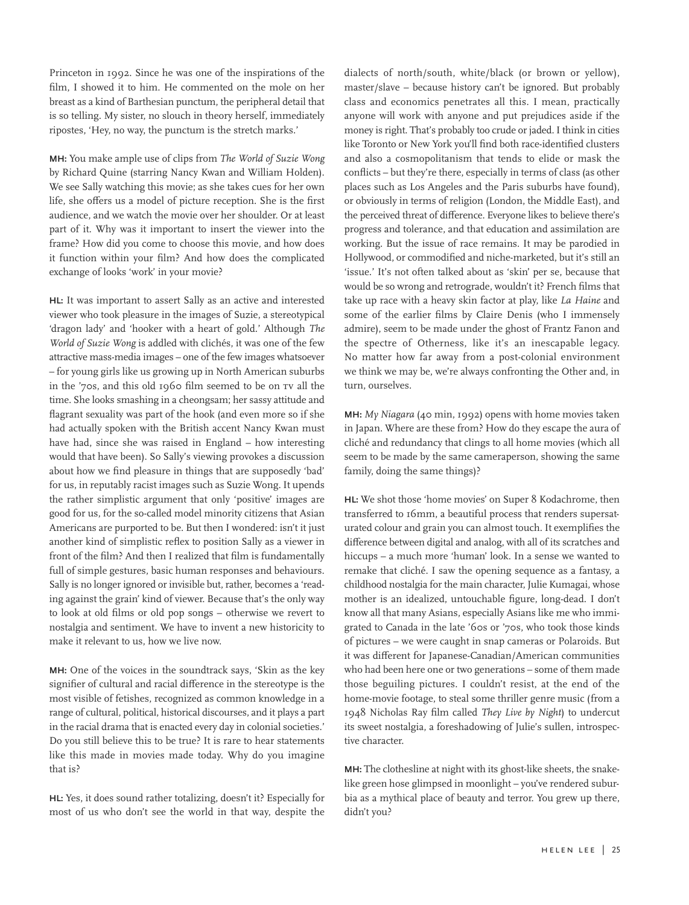Princeton in 1992. Since he was one of the inspirations of the film, I showed it to him. He commented on the mole on her breast as a kind of Barthesian punctum, the peripheral detail that is so telling. My sister, no slouch in theory herself, immediately ripostes, 'Hey, no way, the punctum is the stretch marks.'

**MH:** You make ample use of clips from *The World of Suzie Wong* by Richard Quine (starring Nancy Kwan and William Holden). We see Sally watching this movie; as she takes cues for her own life, she offers us a model of picture reception. She is the first audience, and we watch the movie over her shoulder. Or at least part of it. Why was it important to insert the viewer into the frame? How did you come to choose this movie, and how does it function within your film? And how does the complicated exchange of looks 'work' in your movie?

**HL:** It was important to assert Sally as an active and interested viewer who took pleasure in the images of Suzie, a stereotypical 'dragon lady' and 'hooker with a heart of gold.' Although *The World of Suzie Wong* is addled with clichés, it was one of the few attractive mass-media images – one of the few images whatsoever – for young girls like us growing up in North American suburbs in the '70s, and this old 1960 film seemed to be on TV all the time. She looks smashing in a cheongsam; her sassy attitude and flagrant sexuality was part of the hook (and even more so if she had actually spoken with the British accent Nancy Kwan must have had, since she was raised in England – how interesting would that have been). So Sally's viewing provokes a discussion about how we find pleasure in things that are supposedly 'bad' for us, in reputably racist images such as Suzie Wong. It upends the rather simplistic argument that only 'positive' images are good for us, for the so-called model minority citizens that Asian Americans are purported to be. But then I wondered: isn't it just another kind of simplistic reflex to position Sally as a viewer in front of the film? And then I realized that film is fundamentally full of simple gestures, basic human responses and behaviours. Sally is no longer ignored or invisible but, rather, becomes a 'reading against the grain' kind of viewer. Because that's the only way to look at old films or old pop songs – otherwise we revert to nostalgia and sentiment. We have to invent a new historicity to make it relevant to us, how we live now.

**MH:** One of the voices in the soundtrack says, 'Skin as the key signifier of cultural and racial difference in the stereotype is the most visible of fetishes, recognized as common knowledge in a range of cultural, political, historical discourses, and it plays a part in the racial drama that is enacted every day in colonial societies.' Do you still believe this to be true? It is rare to hear statements like this made in movies made today. Why do you imagine that is?

**HL:** Yes, it does sound rather totalizing, doesn't it? Especially for most of us who don't see the world in that way, despite the dialects of north/south, white/black (or brown or yellow), master/slave – because history can't be ignored. But probably class and economics penetrates all this. I mean, practically anyone will work with anyone and put prejudices aside if the money is right. That's probably too crude or jaded. I think in cities like Toronto or New York you'll find both race-identified clusters and also a cosmopolitanism that tends to elide or mask the conflicts – but they're there, especially in terms of class (as other places such as Los Angeles and the Paris suburbs have found), or obviously in terms of religion (London, the Middle East), and the perceived threat of difference. Everyone likes to believe there's progress and tolerance, and that education and assimilation are working. But the issue of race remains. It may be parodied in Hollywood, or commodified and niche-marketed, but it's still an 'issue.' It's not often talked about as 'skin' per se, because that would be so wrong and retrograde, wouldn't it? French films that take up race with a heavy skin factor at play, like *La Haine* and some of the earlier films by Claire Denis (who I immensely admire), seem to be made under the ghost of Frantz Fanon and the spectre of Otherness, like it's an inescapable legacy. No matter how far away from a post-colonial environment we think we may be, we're always confronting the Other and, in turn, ourselves.

**MH:** *My Niagara* (40 min, 1992) opens with home movies taken in Japan. Where are these from? How do they escape the aura of cliché and redundancy that clings to all home movies (which all seem to be made by the same cameraperson, showing the same family, doing the same things)?

**HL:** We shot those 'home movies' on Super 8 Kodachrome, then transferred to 16mm, a beautiful process that renders supersaturated colour and grain you can almost touch. It exemplifies the difference between digital and analog, with all of its scratches and hiccups – a much more 'human' look. In a sense we wanted to remake that cliché. I saw the opening sequence as a fantasy, a childhood nostalgia for the main character, Julie Kumagai, whose mother is an idealized, untouchable figure, long-dead. I don't know all that many Asians, especially Asians like me who immigrated to Canada in the late '60s or '70s, who took those kinds of pictures – we were caught in snap cameras or Polaroids. But it was different for Japanese-Canadian/American communities who had been here one or two generations – some of them made those beguiling pictures. I couldn't resist, at the end of the home-movie footage, to steal some thriller genre music (from a 1948 Nicholas Ray film called *They Live by Night*) to undercut its sweet nostalgia, a foreshadowing of Julie's sullen, introspective character.

**MH:** The clothesline at night with its ghost-like sheets, the snake-like green hose glimpsed in moonlight – you've rendered suburbia as a mythical place of beauty and terror. You grew up there, didn't you?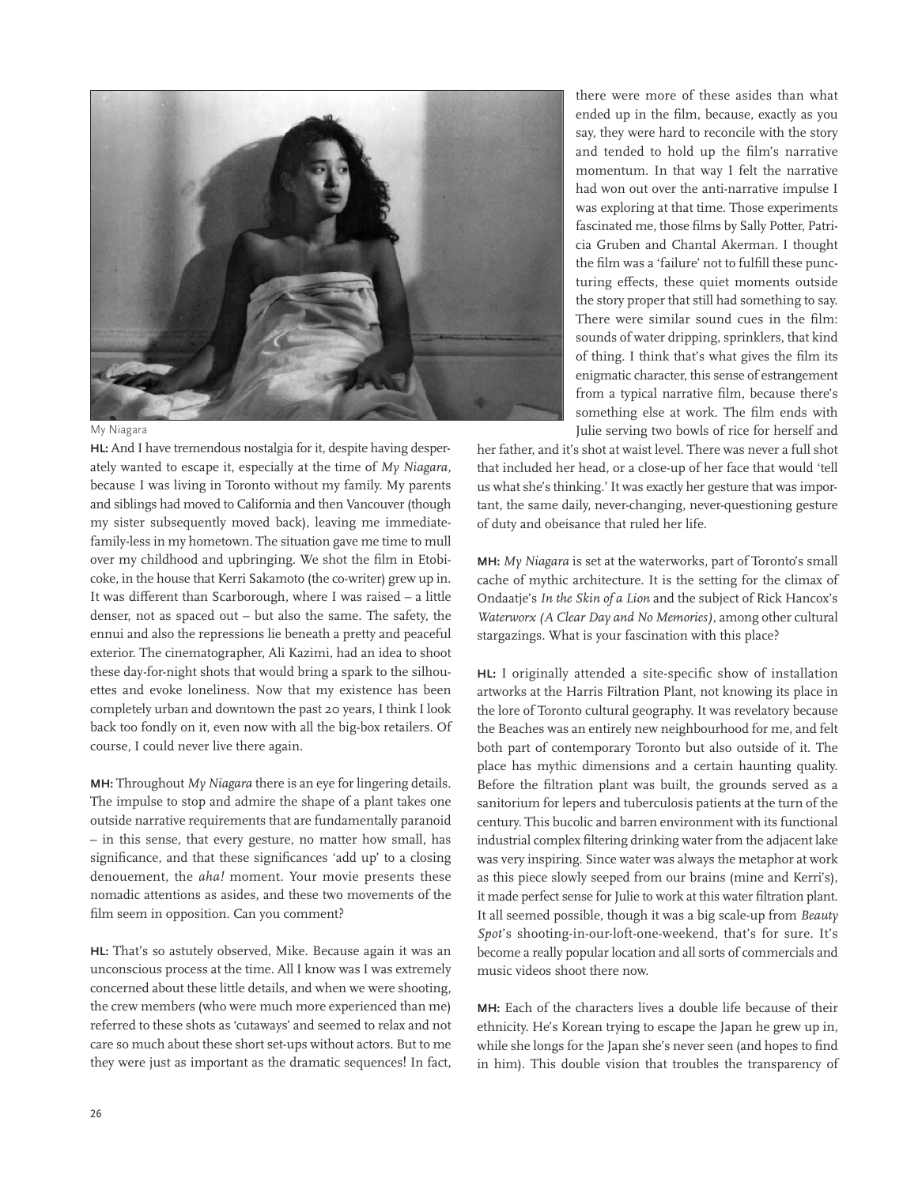My Niagara

**HL:** And I have tremendous nostalgia for it, despite having desperately wanted to escape it, especially at the time of *My Niagara*, because I was living in Toronto without my family. My parents and siblings had moved to California and then Vancouver (though my sister subsequently moved back), leaving me immediate-family-less in my hometown. The situation gave me time to mull over my childhood and upbringing. We shot the film in Etobicoke, in the house that Kerri Sakamoto (the co-writer) grew up in. It was different than Scarborough, where I was raised – a little denser, not as spaced out – but also the same. The safety, the ennui and also the repressions lie beneath a pretty and peaceful exterior. The cinematographer, Ali Kazimi, had an idea to shoot these day-for-night shots that would bring a spark to the silhouettes and evoke loneliness. Now that my existence has been completely urban and downtown the past 20 years, I think I look back too fondly on it, even now with all the big-box retailers. Of course, I could never live there again.

**MH:** Throughout *My Niagara* there is an eye for lingering details. The impulse to stop and admire the shape of a plant takes one outside narrative requirements that are fundamentally paranoid – in this sense, that every gesture, no matter how small, has significance, and that these significances 'add up' to a closing denouement, the *aha!* moment. Your movie presents these nomadic attentions as asides, and these two movements of the film seem in opposition. Can you comment?

**HL:** That's so astutely observed, Mike. Because again it was an unconscious process at the time. All I know was I was extremely concerned about these little details, and when we were shooting, the crew members (who were much more experienced than me) referred to these shots as 'cutaways' and seemed to relax and not care so much about these short set-ups without actors. But to me they were just as important as the dramatic sequences! In fact, there were more of these asides than what ended up in the film, because, exactly as you say, they were hard to reconcile with the story and tended to hold up the film's narrative momentum. In that way I felt the narrative had won out over the anti-narrative impulse I was exploring at that time. Those experiments fascinated me, those films by Sally Potter, Patricia Gruben and Chantal Akerman. I thought the film was a 'failure' not to fulfill these puncturing effects, these quiet moments outside the story proper that still had something to say. There were similar sound cues in the film: sounds of water dripping, sprinklers, that kind of thing. I think that's what gives the film its enigmatic character, this sense of estrangement from a typical narrative film, because there's something else at work. The film ends with Julie serving two bowls of rice for herself and her father, and it's shot at waist level. There was never a full shot that included her head, or a close-up of her face that would 'tell us what she's thinking.' It was exactly her gesture that was important, the same daily, never-changing, never-questioning gesture of duty and obeisance that ruled her life.

**MH:** *My Niagara* is set at the waterworks, part of Toronto's small cache of mythic architecture. It is the setting for the climax of Ondaatje's *In the Skin of a Lion* and the subject of Rick Hancox's *Waterworx (A Clear Day and No Memories)*, among other cultural stargazings. What is your fascination with this place?

**HL:** I originally attended a site-specific show of installation artworks at the Harris Filtration Plant, not knowing its place in the lore of Toronto cultural geography. It was revelatory because the Beaches was an entirely new neighbourhood for me, and felt both part of contemporary Toronto but also outside of it. The place has mythic dimensions and a certain haunting quality. Before the filtration plant was built, the grounds served as a sanitorium for lepers and tuberculosis patients at the turn of the century. This bucolic and barren environment with its functional industrial complex filtering drinking water from the adjacent lake was very inspiring. Since water was always the metaphor at work as this piece slowly seeped from our brains (mine and Kerri's), it made perfect sense for Julie to work at this water filtration plant. It all seemed possible, though it was a big scale-up from *Beauty Spot*'s shooting-in-our-loft-one-weekend, that's for sure. It's become a really popular location and all sorts of commercials and music videos shoot there now.

**MH:** Each of the characters lives a double life because of their ethnicity. He's Korean trying to escape the Japan he grew up in, while she longs for the Japan she's never seen (and hopes to find in him). This double vision that troubles the transparency of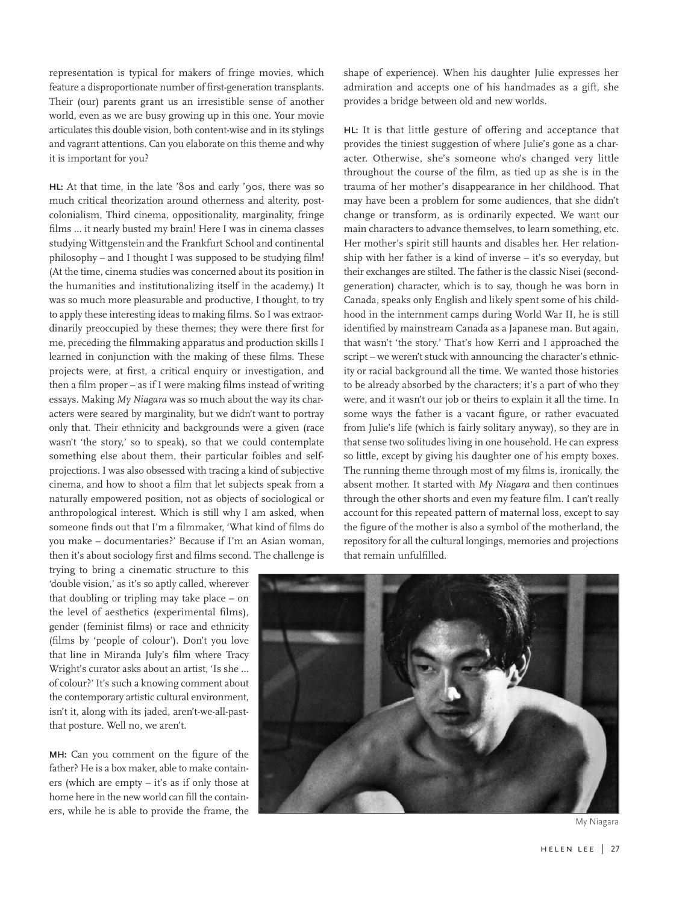representation is typical for makers of fringe movies, which feature a disproportionate number of first-generation transplants. Their (our) parents grant us an irresistible sense of another world, even as we are busy growing up in this one. Your movie articulates this double vision, both content-wise and in its stylings and vagrant attentions. Can you elaborate on this theme and why it is important for you?

**HL:** At that time, in the late '80s and early '90s, there was so much critical theorization around otherness and alterity, postcolonialism, Third cinema, oppositionality, marginality, fringe films ... it nearly busted my brain! Here I was in cinema classes studying Wittgenstein and the Frankfurt School and continental philosophy – and I thought I was supposed to be studying film! (At the time, cinema studies was concerned about its position in the humanities and institutionalizing itself in the academy.) It was so much more pleasurable and productive, I thought, to try to apply these interesting ideas to making films. So I was extraordinarily preoccupied by these themes; they were there first for me, preceding the filmmaking apparatus and production skills I learned in conjunction with the making of these films. These projects were, at first, a critical enquiry or investigation, and then a film proper – as if I were making films instead of writing essays. Making *My Niagara* was so much about the way its characters were seared by marginality, but we didn't want to portray only that. Their ethnicity and backgrounds were a given (race wasn't 'the story,' so to speak), so that we could contemplate something else about them, their particular foibles and self-projections. I was also obsessed with tracing a kind of subjective cinema, and how to shoot a film that let subjects speak from a naturally empowered position, not as objects of sociological or anthropological interest. Which is still why I am asked, when someone finds out that I'm a filmmaker, 'What kind of films do you make – documentaries?' Because if I'm an Asian woman, then it's about sociology first and films second. The challenge is trying to bring a cinematic structure to this 'double vision,' as it's so aptly called, wherever that doubling or tripling may take place – on the level of aesthetics (experimental films), gender (feminist films) or race and ethnicity (films by 'people of colour'). Don't you love that line in Miranda July's film where Tracy Wright's curator asks about an artist, 'Is she ... of colour?' It's such a knowing comment about the contemporary artistic cultural environment, isn't it, along with its jaded, aren't-we-all-past-that posture. Well no, we aren't.

**MH:** Can you comment on the figure of the father? He is a box maker, able to make containers (which are empty – it's as if only those at home here in the new world can fill the containers, while he is able to provide the frame, the shape of experience). When his daughter Julie expresses her admiration and accepts one of his handmades as a gift, she provides a bridge between old and new worlds.

**HL:** It is that little gesture of offering and acceptance that provides the tiniest suggestion of where Julie's gone as a character. Otherwise, she's someone who's changed very little throughout the course of the film, as tied up as she is in the trauma of her mother's disappearance in her childhood. That may have been a problem for some audiences, that she didn't change or transform, as is ordinarily expected. We want our main characters to advance themselves, to learn something, etc. Her mother's spirit still haunts and disables her. Her relationship with her father is a kind of inverse – it's so everyday, but their exchanges are stilted. The father is the classic Nisei (second-generation) character, which is to say, though he was born in Canada, speaks only English and likely spent some of his childhood in the internment camps during World War II, he is still identified by mainstream Canada as a Japanese man. But again, that wasn't 'the story.' That's how Kerri and I approached the script – we weren't stuck with announcing the character's ethnicity or racial background all the time. We wanted those histories to be already absorbed by the characters; it's a part of who they were, and it wasn't our job or theirs to explain it all the time. In some ways the father is a vacant figure, or rather evacuated from Julie's life (which is fairly solitary anyway), so they are in that sense two solitudes living in one household. He can express so little, except by giving his daughter one of his empty boxes. The running theme through most of my films is, ironically, the absent mother. It started with *My Niagara* and then continues through the other shorts and even my feature film. I can't really account for this repeated pattern of maternal loss, except to say the figure of the mother is also a symbol of the motherland, the repository for all the cultural longings, memories and projections that remain unfulfilled.

My Niagara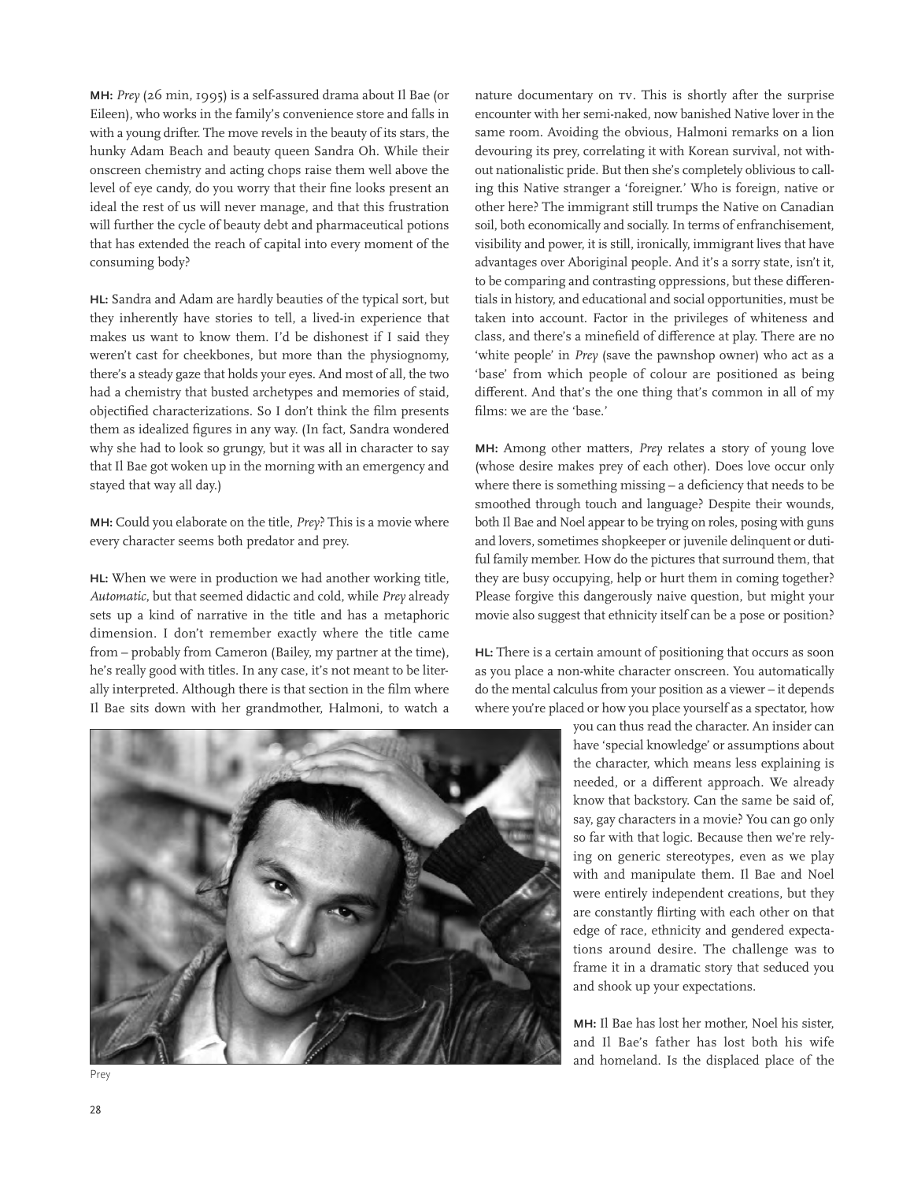**MH:** *Prey* (26 min, 1995) is a self-assured drama about Il Bae (or Eileen), who works in the family's convenience store and falls in with a young drifter. The move revels in the beauty of its stars, the hunky Adam Beach and beauty queen Sandra Oh. While their onscreen chemistry and acting chops raise them well above the level of eye candy, do you worry that their fine looks present an ideal the rest of us will never manage, and that this frustration will further the cycle of beauty debt and pharmaceutical potions that has extended the reach of capital into every moment of the consuming body?

**HL:** Sandra and Adam are hardly beauties of the typical sort, but they inherently have stories to tell, a lived-in experience that makes us want to know them. I'd be dishonest if I said they weren't cast for cheekbones, but more than the physiognomy, there's a steady gaze that holds your eyes. And most of all, the two had a chemistry that busted archetypes and memories of staid, objectified characterizations. So I don't think the film presents them as idealized figures in any way. (In fact, Sandra wondered why she had to look so grungy, but it was all in character to say that Il Bae got woken up in the morning with an emergency and stayed that way all day.)

**MH:** Could you elaborate on the title, *Prey*? This is a movie where every character seems both predator and prey.

**HL:** When we were in production we had another working title, *Automatic*, but that seemed didactic and cold, while *Prey* already sets up a kind of narrative in the title and has a metaphoric dimension. I don't remember exactly where the title came from – probably from Cameron (Bailey, my partner at the time), he's really good with titles. In any case, it's not meant to be literally interpreted. Although there is that section in the film where Il Bae sits down with her grandmother, Halmoni, to watch a nature documentary on TV. This is shortly after the surprise encounter with her semi-naked, now banished Native lover in the same room. Avoiding the obvious, Halmoni remarks on a lion devouring its prey, correlating it with Korean survival, not without nationalistic pride. But then she's completely oblivious to calling this Native stranger a 'foreigner.' Who is foreign, native or other here? The immigrant still trumps the Native on Canadian soil, both economically and socially. In terms of enfranchisement, visibility and power, it is still, ironically, immigrant lives that have advantages over Aboriginal people. And it's a sorry state, isn't it, to be comparing and contrasting oppressions, but these differentials in history, and educational and social opportunities, must be taken into account. Factor in the privileges of whiteness and class, and there's a minefield of difference at play. There are no 'white people' in *Prey* (save the pawnshop owner) who act as a 'base' from which people of colour are positioned as being different. And that's the one thing that's common in all of my films: we are the 'base.'

**MH:** Among other matters, *Prey* relates a story of young love (whose desire makes prey of each other). Does love occur only where there is something missing – a deficiency that needs to be smoothed through touch and language? Despite their wounds, both Il Bae and Noel appear to be trying on roles, posing with guns and lovers, sometimes shopkeeper or juvenile delinquent or dutiful family member. How do the pictures that surround them, that they are busy occupying, help or hurt them in coming together? Please forgive this dangerously naive question, but might your movie also suggest that ethnicity itself can be a pose or position?

**HL:** There is a certain amount of positioning that occurs as soon as you place a non-white character onscreen. You automatically do the mental calculus from your position as a viewer – it depends where you're placed or how you place yourself as a spectator, how you can thus read the character. An insider can have 'special knowledge' or assumptions about the character, which means less explaining is needed, or a different approach. We already know that backstory. Can the same be said of, say, gay characters in a movie? You can go only so far with that logic. Because then we're relying on generic stereotypes, even as we play with and manipulate them. Il Bae and Noel were entirely independent creations, but they are constantly flirting with each other on that edge of race, ethnicity and gendered expectations around desire. The challenge was to frame it in a dramatic story that seduced you and shook up your expectations.

Prey

**MH:** Il Bae has lost her mother, Noel his sister, and Il Bae's father has lost both his wife and homeland. Is the displaced place of the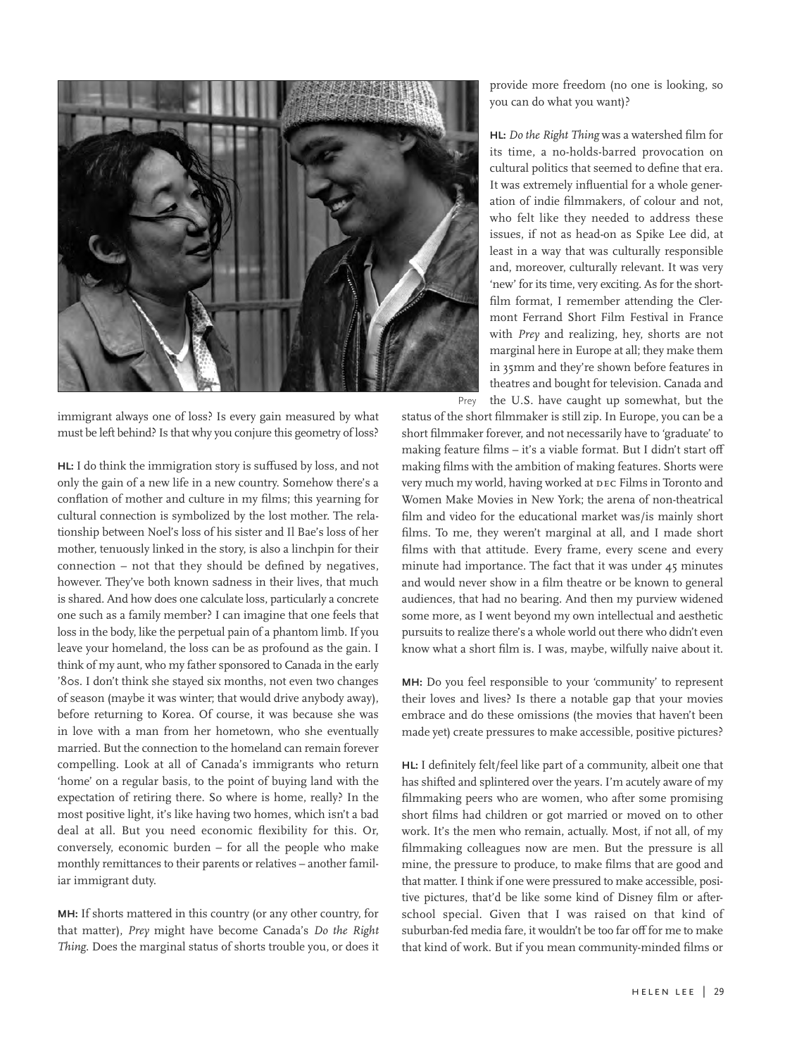immigrant always one of loss? Is every gain measured by what must be left behind? Is that why you conjure this geometry of loss?

**HL:** I do think the immigration story is suffused by loss, and not only the gain of a new life in a new country. Somehow there's a conflation of mother and culture in my films; this yearning for cultural connection is symbolized by the lost mother. The relationship between Noel's loss of his sister and Il Bae's loss of her mother, tenuously linked in the story, is also a linchpin for their connection – not that they should be defined by negatives, however. They've both known sadness in their lives, that much is shared. And how does one calculate loss, particularly a concrete one such as a family member? I can imagine that one feels that loss in the body, like the perpetual pain of a phantom limb. If you leave your homeland, the loss can be as profound as the gain. I think of my aunt, who my father sponsored to Canada in the early '80s. I don't think she stayed six months, not even two changes of season (maybe it was winter; that would drive anybody away), before returning to Korea. Of course, it was because she was in love with a man from her hometown, who she eventually married. But the connection to the homeland can remain forever compelling. Look at all of Canada's immigrants who return 'home' on a regular basis, to the point of buying land with the expectation of retiring there. So where is home, really? In the most positive light, it's like having two homes, which isn't a bad deal at all. But you need economic flexibility for this. Or, conversely, economic burden – for all the people who make monthly remittances to their parents or relatives – another familiar immigrant duty.

**MH:** If shorts mattered in this country (or any other country, for that matter), *Prey* might have become Canada's *Do the Right Thing*. Does the marginal status of shorts trouble you, or does it provide more freedom (no one is looking, so you can do what you want)?

**HL:** *Do the Right Thing* was a watershed film for its time, a no-holds-barred provocation on cultural politics that seemed to define that era. It was extremely influential for a whole generation of indie filmmakers, of colour and not, who felt like they needed to address these issues, if not as head-on as Spike Lee did, at least in a way that was culturally responsible and, moreover, culturally relevant. It was very 'new' for its time, very exciting. As for the short-film format, I remember attending the Clermont Ferrand Short Film Festival in France with *Prey* and realizing, hey, shorts are not marginal here in Europe at all; they make them in 35mm and they're shown before features in theatres and bought for television. Canada and the U.S. have caught up somewhat, but the status of the short filmmaker is still zip. In Europe, you can be a short filmmaker forever, and not necessarily have to 'graduate' to making feature films – it's a viable format. But I didn't start off making films with the ambition of making features. Shorts were very much my world, having worked at DEC Films in Toronto and Women Make Movies in New York; the arena of non-theatrical film and video for the educational market was/is mainly short films. To me, they weren't marginal at all, and I made short films with that attitude. Every frame, every scene and every minute had importance. The fact that it was under 45 minutes and would never show in a film theatre or be known to general audiences, that had no bearing. And then my purview widened some more, as I went beyond my own intellectual and aesthetic pursuits to realize there's a whole world out there who didn't even know what a short film is. I was, maybe, wilfully naive about it.

**MH:** Do you feel responsible to your 'community' to represent their loves and lives? Is there a notable gap that your movies embrace and do these omissions (the movies that haven't been made yet) create pressures to make accessible, positive pictures?

**HL:** I definitely felt/feel like part of a community, albeit one that has shifted and splintered over the years. I'm acutely aware of my filmmaking peers who are women, who after some promising short films had children or got married or moved on to other work. It's the men who remain, actually. Most, if not all, of my filmmaking colleagues now are men. But the pressure is all mine, the pressure to produce, to make films that are good and that matter. I think if one were pressured to make accessible, positive pictures, that'd be like some kind of Disney film or after-school special. Given that I was raised on that kind of suburban-fed media fare, it wouldn't be too far off for me to make that kind of work. But if you mean community-minded films or

Prey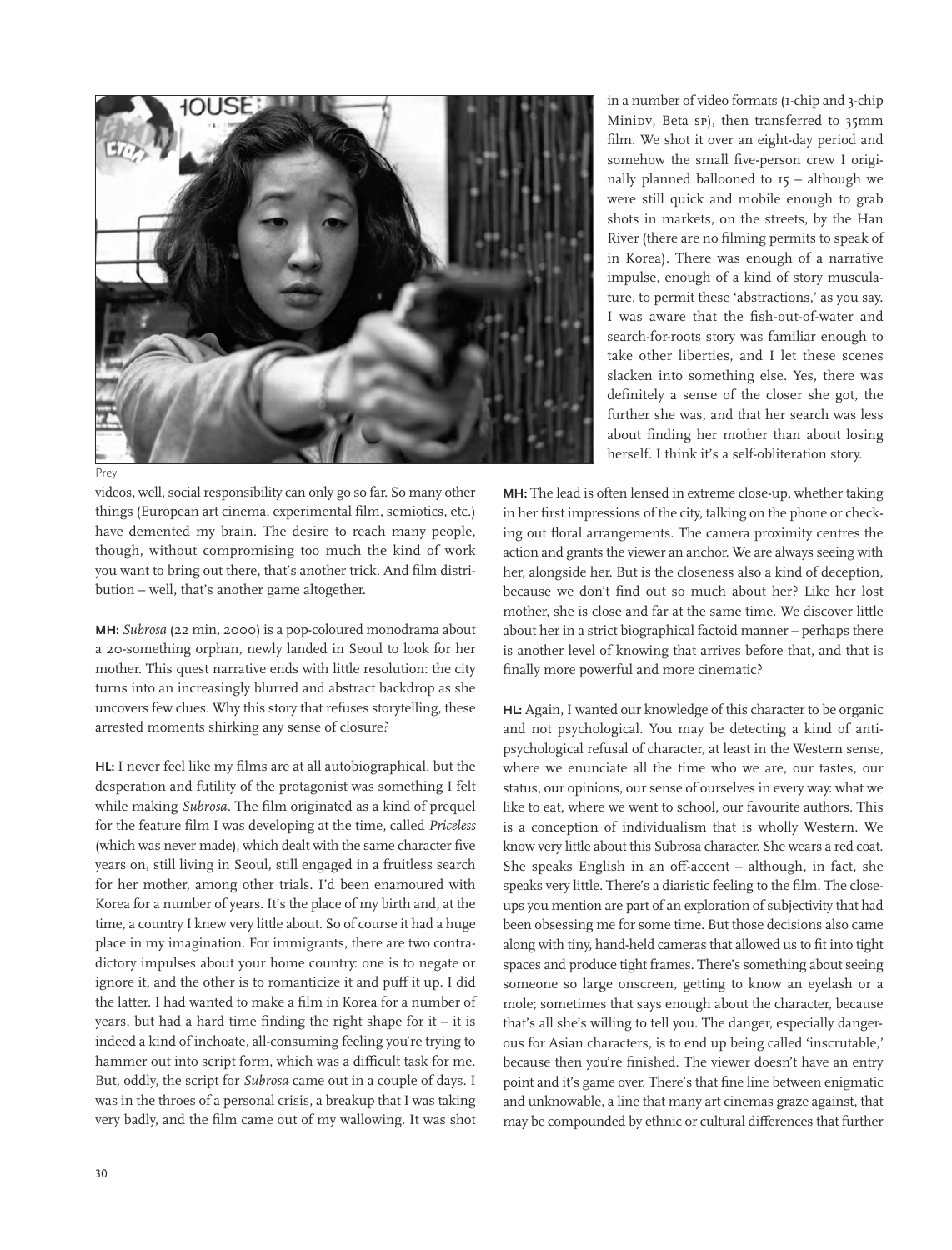Prey

videos, well, social responsibility can only go so far. So many other things (European art cinema, experimental film, semiotics, etc.) have demented my brain. The desire to reach many people, though, without compromising too much the kind of work you want to bring out there, that's another trick. And film distribution – well, that's another game altogether.

**MH:** *Subrosa* (22 min, 2000) is a pop-coloured monodrama about a 20-something orphan, newly landed in Seoul to look for her mother. This quest narrative ends with little resolution: the city turns into an increasingly blurred and abstract backdrop as she uncovers few clues. Why this story that refuses storytelling, these arrested moments shirking any sense of closure?

**HL:** I never feel like my films are at all autobiographical, but the desperation and futility of the protagonist was something I felt while making *Subrosa*. The film originated as a kind of prequel for the feature film I was developing at the time, called *Priceless* (which was never made), which dealt with the same character five years on, still living in Seoul, still engaged in a fruitless search for her mother, among other trials. I'd been enamoured with Korea for a number of years. It's the place of my birth and, at the time, a country I knew very little about. So of course it had a huge place in my imagination. For immigrants, there are two contradictory impulses about your home country: one is to negate or ignore it, and the other is to romanticize it and puff it up. I did the latter. I had wanted to make a film in Korea for a number of years, but had a hard time finding the right shape for it – it is indeed a kind of inchoate, all-consuming feeling you're trying to hammer out into script form, which was a difficult task for me. But, oddly, the script for *Subrosa* came out in a couple of days. I was in the throes of a personal crisis, a breakup that I was taking very badly, and the film came out of my wallowing. It was shot in a number of video formats (1-chip and 3-chip MiniDV, Beta SP), then transferred to 35mm film. We shot it over an eight-day period and somehow the small five-person crew I originally planned ballooned to 15 – although we were still quick and mobile enough to grab shots in markets, on the streets, by the Han River (there are no filming permits to speak of in Korea). There was enough of a narrative impulse, enough of a kind of story musculature, to permit these 'abstractions,' as you say. I was aware that the fish-out-of-water and search-for-roots story was familiar enough to take other liberties, and I let these scenes slacken into something else. Yes, there was definitely a sense of the closer she got, the further she was, and that her search was less about finding her mother than about losing herself. I think it's a self-obliteration story.

**MH:** The lead is often lensed in extreme close-up, whether taking in her first impressions of the city, talking on the phone or checking out floral arrangements. The camera proximity centres the action and grants the viewer an anchor. We are always seeing with her, alongside her. But is the closeness also a kind of deception, because we don't find out so much about her? Like her lost mother, she is close and far at the same time. We discover little about her in a strict biographical factoid manner – perhaps there is another level of knowing that arrives before that, and that is finally more powerful and more cinematic?

**HL:** Again, I wanted our knowledge of this character to be organic and not psychological. You may be detecting a kind of anti-psychological refusal of character, at least in the Western sense, where we enunciate all the time who we are, our tastes, our status, our opinions, our sense of ourselves in every way: what we like to eat, where we went to school, our favourite authors. This is a conception of individualism that is wholly Western. We know very little about this Subrosa character. She wears a red coat. She speaks English in an off-accent – although, in fact, she speaks very little. There's a diaristic feeling to the film. The close-ups you mention are part of an exploration of subjectivity that had been obsessing me for some time. But those decisions also came along with tiny, hand-held cameras that allowed us to fit into tight spaces and produce tight frames. There's something about seeing someone so large onscreen, getting to know an eyelash or a mole; sometimes that says enough about the character, because that's all she's willing to tell you. The danger, especially dangerous for Asian characters, is to end up being called 'inscrutable,' because then you're finished. The viewer doesn't have an entry point and it's game over. There's that fine line between enigmatic and unknowable, a line that many art cinemas graze against, that may be compounded by ethnic or cultural differences that further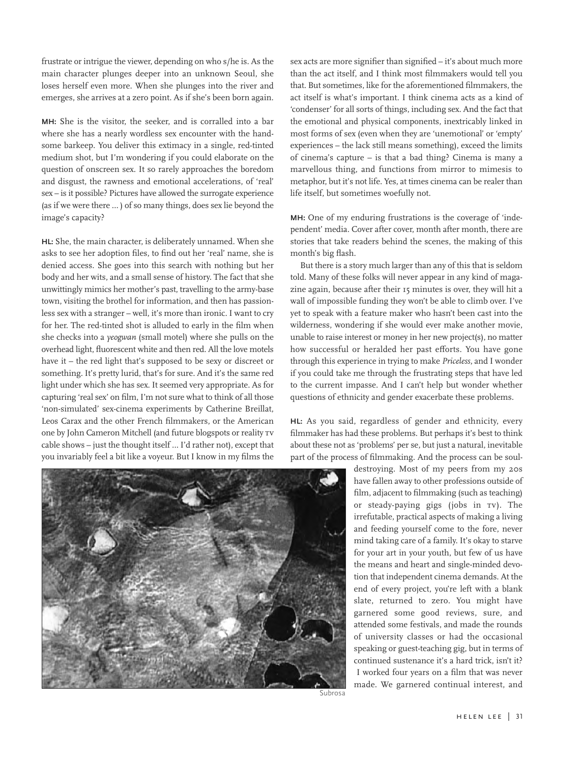frustrate or intrigue the viewer, depending on who s/he is. As the main character plunges deeper into an unknown Seoul, she loses herself even more. When she plunges into the river and emerges, she arrives at a zero point. As if she's been born again.

**MH:** She is the visitor, the seeker, and is corralled into a bar where she has a nearly wordless sex encounter with the handsome barkeep. You deliver this extimacy in a single, red-tinted medium shot, but I'm wondering if you could elaborate on the question of onscreen sex. It so rarely approaches the boredom and disgust, the rawness and emotional accelerations, of 'real' sex – is it possible? Pictures have allowed the surrogate experience (as if we were there ... ) of so many things, does sex lie beyond the image's capacity?

**HL:** She, the main character, is deliberately unnamed. When she asks to see her adoption files, to find out her 'real' name, she is denied access. She goes into this search with nothing but her body and her wits, and a small sense of history. The fact that she unwittingly mimics her mother's past, travelling to the army-base town, visiting the brothel for information, and then has passionless sex with a stranger – well, it's more than ironic. I want to cry for her. The red-tinted shot is alluded to early in the film when she checks into a *yeogwan* (small motel) where she pulls on the overhead light, fluorescent white and then red. All the love motels have it – the red light that's supposed to be sexy or discreet or something. It's pretty lurid, that's for sure. And it's the same red light under which she has sex. It seemed very appropriate. As for capturing 'real sex' on film, I'm not sure what to think of all those 'non-simulated' sex-cinema experiments by Catherine Breillat, Leos Carax and the other French filmmakers, or the American one by John Cameron Mitchell (and future blogspots or reality TV cable shows – just the thought itself ... I'd rather not), except that you invariably feel a bit like a voyeur. But I know in my films the sex acts are more signifier than signified – it's about much more than the act itself, and I think most filmmakers would tell you that. But sometimes, like for the aforementioned filmmakers, the act itself is what's important. I think cinema acts as a kind of 'condenser' for all sorts of things, including sex. And the fact that the emotional and physical components, inextricably linked in most forms of sex (even when they are 'unemotional' or 'empty' experiences – the lack still means something), exceed the limits of cinema's capture – is that a bad thing? Cinema is many a marvellous thing, and functions from mirror to mimesis to metaphor, but it's not life. Yes, at times cinema can be realer than life itself, but sometimes woefully not.

Subrosa

**MH:** One of my enduring frustrations is the coverage of 'independent' media. Cover after cover, month after month, there are stories that take readers behind the scenes, the making of this month's big flash.

But there is a story much larger than any of this that is seldom told. Many of these folks will never appear in any kind of magazine again, because after their 15 minutes is over, they will hit a wall of impossible funding they won't be able to climb over. I've yet to speak with a feature maker who hasn't been cast into the wilderness, wondering if she would ever make another movie, unable to raise interest or money in her new project(s), no matter how successful or heralded her past efforts. You have gone through this experience in trying to make *Priceless*, and I wonder if you could take me through the frustrating steps that have led to the current impasse. And I can't help but wonder whether questions of ethnicity and gender exacerbate these problems.

**HL:** As you said, regardless of gender and ethnicity, every filmmaker has had these problems. But perhaps it's best to think about these not as 'problems' per se, but just a natural, inevitable part of the process of filmmaking. And the process can be soul-destroying. Most of my peers from my 20s have fallen away to other professions outside of film, adjacent to filmmaking (such as teaching) or steady-paying gigs (jobs in TV). The irrefutable, practical aspects of making a living and feeding yourself come to the fore, never mind taking care of a family. It's okay to starve for your art in your youth, but few of us have the means and heart and single-minded devotion that independent cinema demands. At the end of every project, you're left with a blank slate, returned to zero. You might have garnered some good reviews, sure, and attended some festivals, and made the rounds of university classes or had the occasional speaking or guest-teaching gig, but in terms of continued sustenance it's a hard trick, isn't it? I worked four years on a film that was never made. We garnered continual interest, and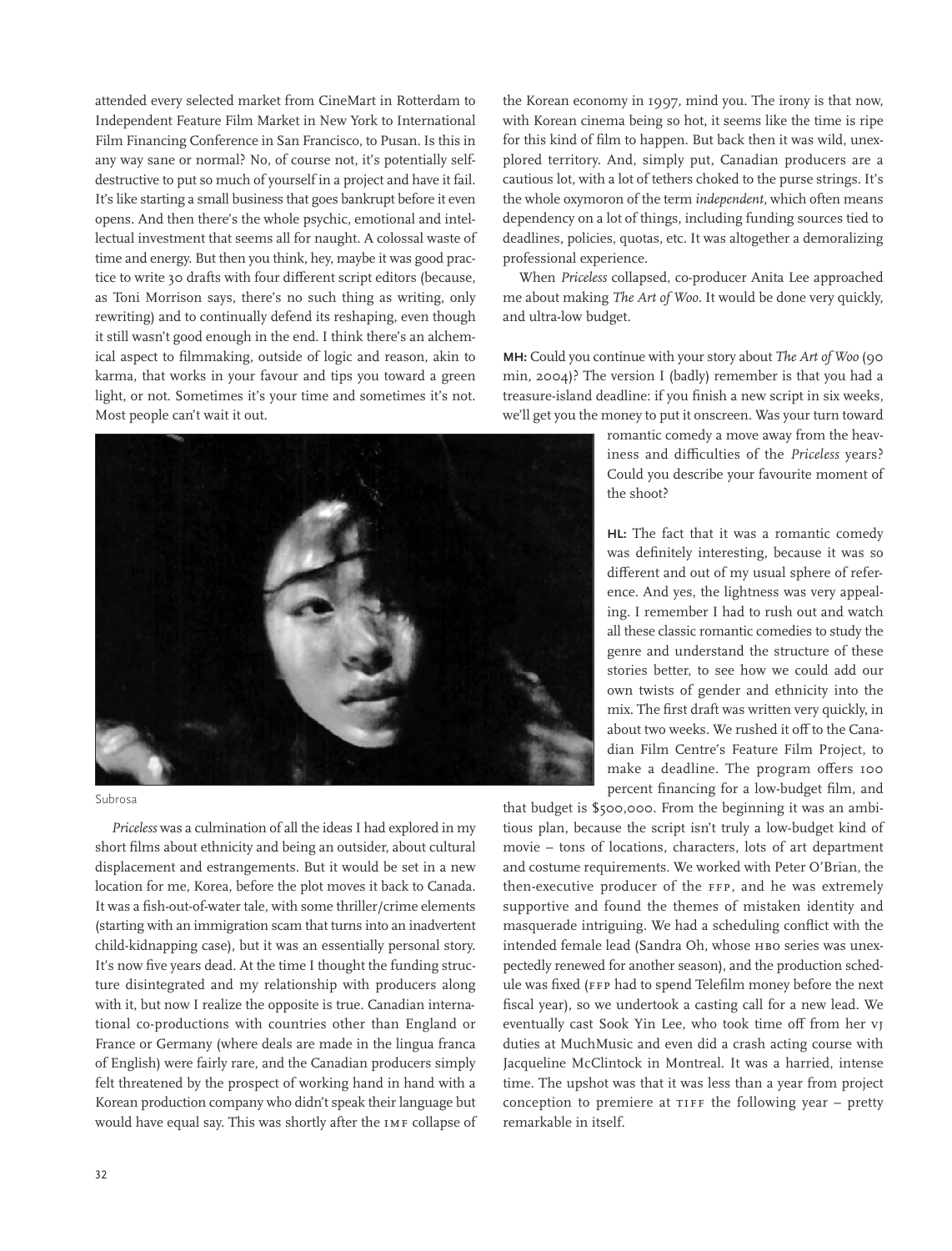attended every selected market from CineMart in Rotterdam to Independent Feature Film Market in New York to International Film Financing Conference in San Francisco, to Pusan. Is this in any way sane or normal? No, of course not, it's potentially self-destructive to put so much of yourself in a project and have it fail. It's like starting a small business that goes bankrupt before it even opens. And then there's the whole psychic, emotional and intellectual investment that seems all for naught. A colossal waste of time and energy. But then you think, hey, maybe it was good practice to write 30 drafts with four different script editors (because, as Toni Morrison says, there's no such thing as writing, only rewriting) and to continually defend its reshaping, even though it still wasn't good enough in the end. I think there's an alchemical aspect to filmmaking, outside of logic and reason, akin to karma, that works in your favour and tips you toward a green light, or not. Sometimes it's your time and sometimes it's not. Most people can't wait it out.

Subrosa

*Priceless* was a culmination of all the ideas I had explored in my short films about ethnicity and being an outsider, about cultural displacement and estrangements. But it would be set in a new location for me, Korea, before the plot moves it back to Canada. It was a fish-out-of-water tale, with some thriller/crime elements (starting with an immigration scam that turns into an inadvertent child-kidnapping case), but it was an essentially personal story. It's now five years dead. At the time I thought the funding structure disintegrated and my relationship with producers along with it, but now I realize the opposite is true. Canadian international co-productions with countries other than England or France or Germany (where deals are made in the lingua franca of English) were fairly rare, and the Canadian producers simply felt threatened by the prospect of working hand in hand with a Korean production company who didn't speak their language but would have equal say. This was shortly after the IMF collapse of the Korean economy in 1997, mind you. The irony is that now, with Korean cinema being so hot, it seems like the time is ripe for this kind of film to happen. But back then it was wild, unexplored territory. And, simply put, Canadian producers are a cautious lot, with a lot of tethers choked to the purse strings. It's the whole oxymoron of the term *independent*, which often means dependency on a lot of things, including funding sources tied to deadlines, policies, quotas, etc. It was altogether a demoralizing professional experience.

When *Priceless* collapsed, co-producer Anita Lee approached me about making *The Art of Woo*. It would be done very quickly, and ultra-low budget.

**MH:** Could you continue with your story about *The Art of Woo* (90 min, 2004)? The version I (badly) remember is that you had a treasure-island deadline: if you finish a new script in six weeks, we'll get you the money to put it onscreen. Was your turn toward romantic comedy a move away from the heaviness and difficulties of the *Priceless* years? Could you describe your favourite moment of the shoot?

**HL:** The fact that it was a romantic comedy was definitely interesting, because it was so different and out of my usual sphere of reference. And yes, the lightness was very appealing. I remember I had to rush out and watch all these classic romantic comedies to study the genre and understand the structure of these stories better, to see how we could add our own twists of gender and ethnicity into the mix. The first draft was written very quickly, in about two weeks. We rushed it off to the Canadian Film Centre's Feature Film Project, to make a deadline. The program offers 100 percent financing for a low-budget film, and that budget is $500,000. From the beginning it was an ambitious plan, because the script isn't truly a low-budget kind of movie – tons of locations, characters, lots of art department and costume requirements. We worked with Peter O'Brian, the then-executive producer of the FFP, and he was extremely supportive and found the themes of mistaken identity and masquerade intriguing. We had a scheduling conflict with the intended female lead (Sandra Oh, whose HBO series was unexpectedly renewed for another season), and the production schedule was fixed (FFP had to spend Telefilm money before the next fiscal year), so we undertook a casting call for a new lead. We eventually cast Sook Yin Lee, who took time off from her VJ duties at MuchMusic and even did a crash acting course with Jacqueline McClintock in Montreal. It was a harried, intense time. The upshot was that it was less than a year from project conception to premiere at TIFF the following year – pretty remarkable in itself.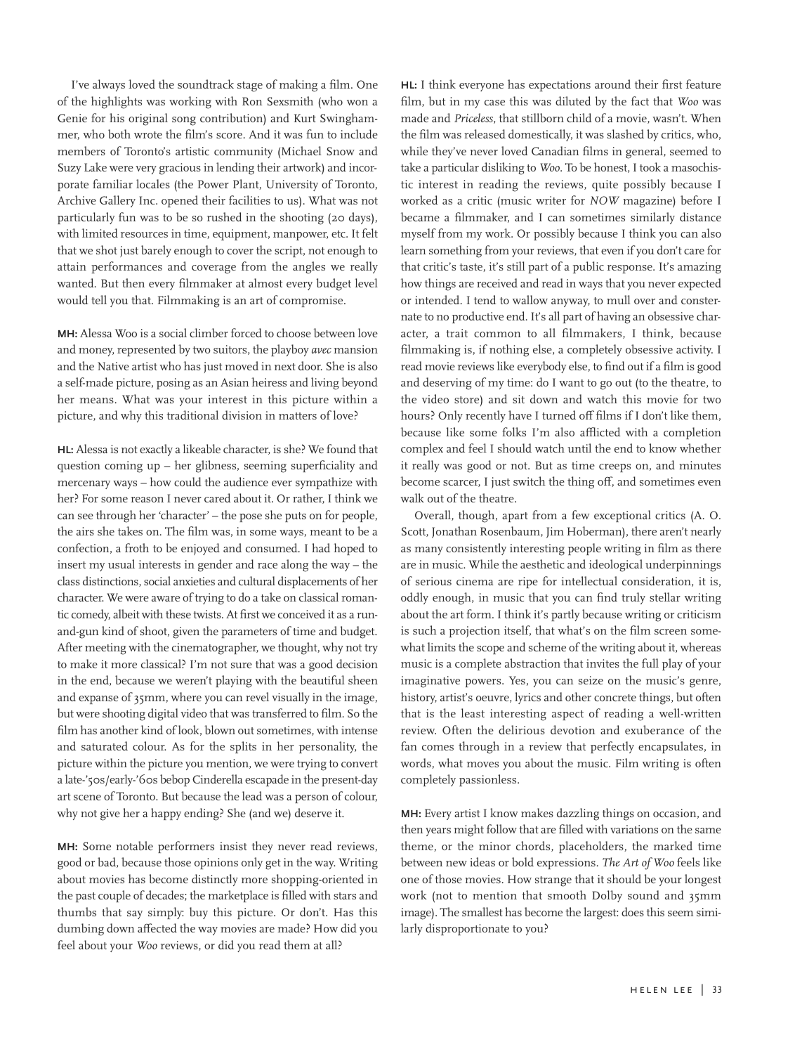I've always loved the soundtrack stage of making a film. One of the highlights was working with Ron Sexsmith (who won a Genie for his original song contribution) and Kurt Swinghammer, who both wrote the film's score. And it was fun to include members of Toronto's artistic community (Michael Snow and Suzy Lake were very gracious in lending their artwork) and incorporate familiar locales (the Power Plant, University of Toronto, Archive Gallery Inc. opened their facilities to us). What was not particularly fun was to be so rushed in the shooting (20 days), with limited resources in time, equipment, manpower, etc. It felt that we shot just barely enough to cover the script, not enough to attain performances and coverage from the angles we really wanted. But then every filmmaker at almost every budget level would tell you that. Filmmaking is an art of compromise.

**MH:** Alessa Woo is a social climber forced to choose between love and money, represented by two suitors, the playboy *avec* mansion and the Native artist who has just moved in next door. She is also a self-made picture, posing as an Asian heiress and living beyond her means. What was your interest in this picture within a picture, and why this traditional division in matters of love?

**HL:** Alessa is not exactly a likeable character, is she? We found that question coming up – her glibness, seeming superficiality and mercenary ways – how could the audience ever sympathize with her? For some reason I never cared about it. Or rather, I think we can see through her 'character' – the pose she puts on for people, the airs she takes on. The film was, in some ways, meant to be a confection, a froth to be enjoyed and consumed. I had hoped to insert my usual interests in gender and race along the way – the class distinctions, social anxieties and cultural displacements of her character. We were aware of trying to do a take on classical romantic comedy, albeit with these twists. At first we conceived it as a run-and-gun kind of shoot, given the parameters of time and budget. After meeting with the cinematographer, we thought, why not try to make it more classical? I'm not sure that was a good decision in the end, because we weren't playing with the beautiful sheen and expanse of 35mm, where you can revel visually in the image, but were shooting digital video that was transferred to film. So the film has another kind of look, blown out sometimes, with intense and saturated colour. As for the splits in her personality, the picture within the picture you mention, we were trying to convert a late-'50s/early-'60s bebop Cinderella escapade in the present-day art scene of Toronto. But because the lead was a person of colour, why not give her a happy ending? She (and we) deserve it.

**MH:** Some notable performers insist they never read reviews, good or bad, because those opinions only get in the way. Writing about movies has become distinctly more shopping-oriented in the past couple of decades; the marketplace is filled with stars and thumbs that say simply: buy this picture. Or don't. Has this dumbing down affected the way movies are made? How did you feel about your *Woo* reviews, or did you read them at all?

**HL:** I think everyone has expectations around their first feature film, but in my case this was diluted by the fact that *Woo* was made and *Priceless*, that stillborn child of a movie, wasn't. When the film was released domestically, it was slashed by critics, who, while they've never loved Canadian films in general, seemed to take a particular disliking to *Woo*. To be honest, I took a masochistic interest in reading the reviews, quite possibly because I worked as a critic (music writer for *NOW* magazine) before I became a filmmaker, and I can sometimes similarly distance myself from my work. Or possibly because I think you can also learn something from your reviews, that even if you don't care for that critic's taste, it's still part of a public response. It's amazing how things are received and read in ways that you never expected or intended. I tend to wallow anyway, to mull over and consternate to no productive end. It's all part of having an obsessive character, a trait common to all filmmakers, I think, because filmmaking is, if nothing else, a completely obsessive activity. I read movie reviews like everybody else, to find out if a film is good and deserving of my time: do I want to go out (to the theatre, to the video store) and sit down and watch this movie for two hours? Only recently have I turned off films if I don't like them, because like some folks I'm also afflicted with a completion complex and feel I should watch until the end to know whether it really was good or not. But as time creeps on, and minutes become scarcer, I just switch the thing off, and sometimes even walk out of the theatre.

Overall, though, apart from a few exceptional critics (A. O. Scott, Jonathan Rosenbaum, Jim Hoberman), there aren't nearly as many consistently interesting people writing in film as there are in music. While the aesthetic and ideological underpinnings of serious cinema are ripe for intellectual consideration, it is, oddly enough, in music that you can find truly stellar writing about the art form. I think it's partly because writing or criticism is such a projection itself, that what's on the film screen somewhat limits the scope and scheme of the writing about it, whereas music is a complete abstraction that invites the full play of your imaginative powers. Yes, you can seize on the music's genre, history, artist's oeuvre, lyrics and other concrete things, but often that is the least interesting aspect of reading a well-written review. Often the delirious devotion and exuberance of the fan comes through in a review that perfectly encapsulates, in words, what moves you about the music. Film writing is often completely passionless.

**MH:** Every artist I know makes dazzling things on occasion, and then years might follow that are filled with variations on the same theme, or the minor chords, placeholders, the marked time between new ideas or bold expressions. *The Art of Woo* feels like one of those movies. How strange that it should be your longest work (not to mention that smooth Dolby sound and 35mm image). The smallest has become the largest: does this seem similarly disproportionate to you?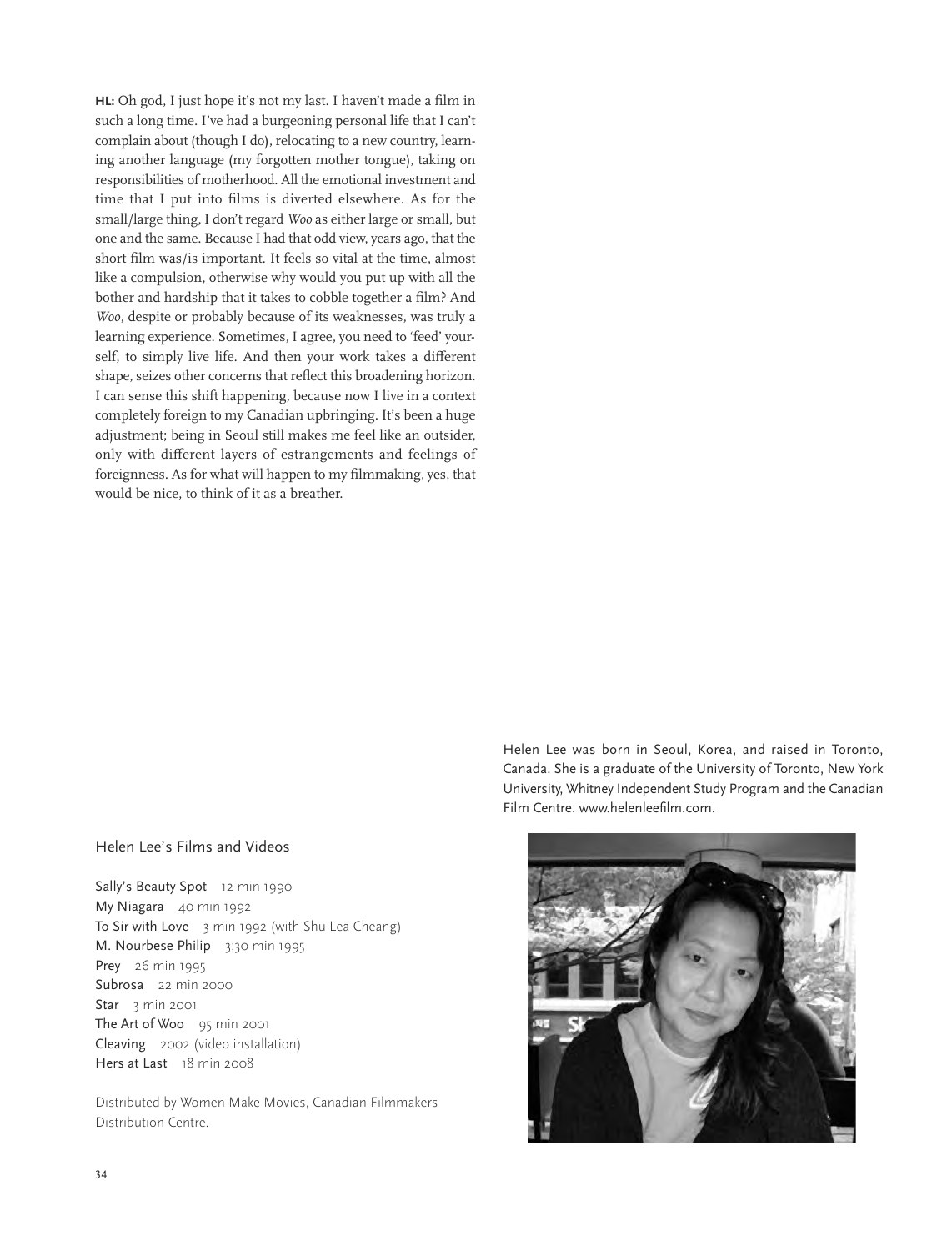**HL:** Oh god, I just hope it's not my last. I haven't made a film in such a long time. I've had a burgeoning personal life that I can't complain about (though I do), relocating to a new country, learning another language (my forgotten mother tongue), taking on responsibilities of motherhood. All the emotional investment and time that I put into films is diverted elsewhere. As for the small/large thing, I don't regard *Woo* as either large or small, but one and the same. Because I had that odd view, years ago, that the short film was/is important. It feels so vital at the time, almost like a compulsion, otherwise why would you put up with all the bother and hardship that it takes to cobble together a film? And *Woo*, despite or probably because of its weaknesses, was truly a learning experience. Sometimes, I agree, you need to 'feed' yourself, to simply live life. And then your work takes a different shape, seizes other concerns that reflect this broadening horizon. I can sense this shift happening, because now I live in a context completely foreign to my Canadian upbringing. It's been a huge adjustment; being in Seoul still makes me feel like an outsider, only with different layers of estrangements and feelings of foreignness. As for what will happen to my filmmaking, yes, that would be nice, to think of it as a breather.

Helen Lee was born in Seoul, Korea, and raised in Toronto, Canada. She is a graduate of the University of Toronto, New York University, Whitney Independent Study Program and the Canadian Film Centre. www.helenleefilm.com.

## Helen Lee's Films and Videos

Sally's Beauty Spot 12 min 1990
My Niagara 40 min 1992
To Sir with Love 3 min 1992 (with Shu Lea Cheang)
M. Nourbese Philip 3:30 min 1995
Prey 26 min 1995
Subrosa 22 min 2000
Star 3 min 2001
The Art of Woo 95 min 2001
Cleaving 2002 (video installation)
Hers at Last 18 min 2008

Distributed by Women Make Movies, Canadian Filmmakers Distribution Centre.